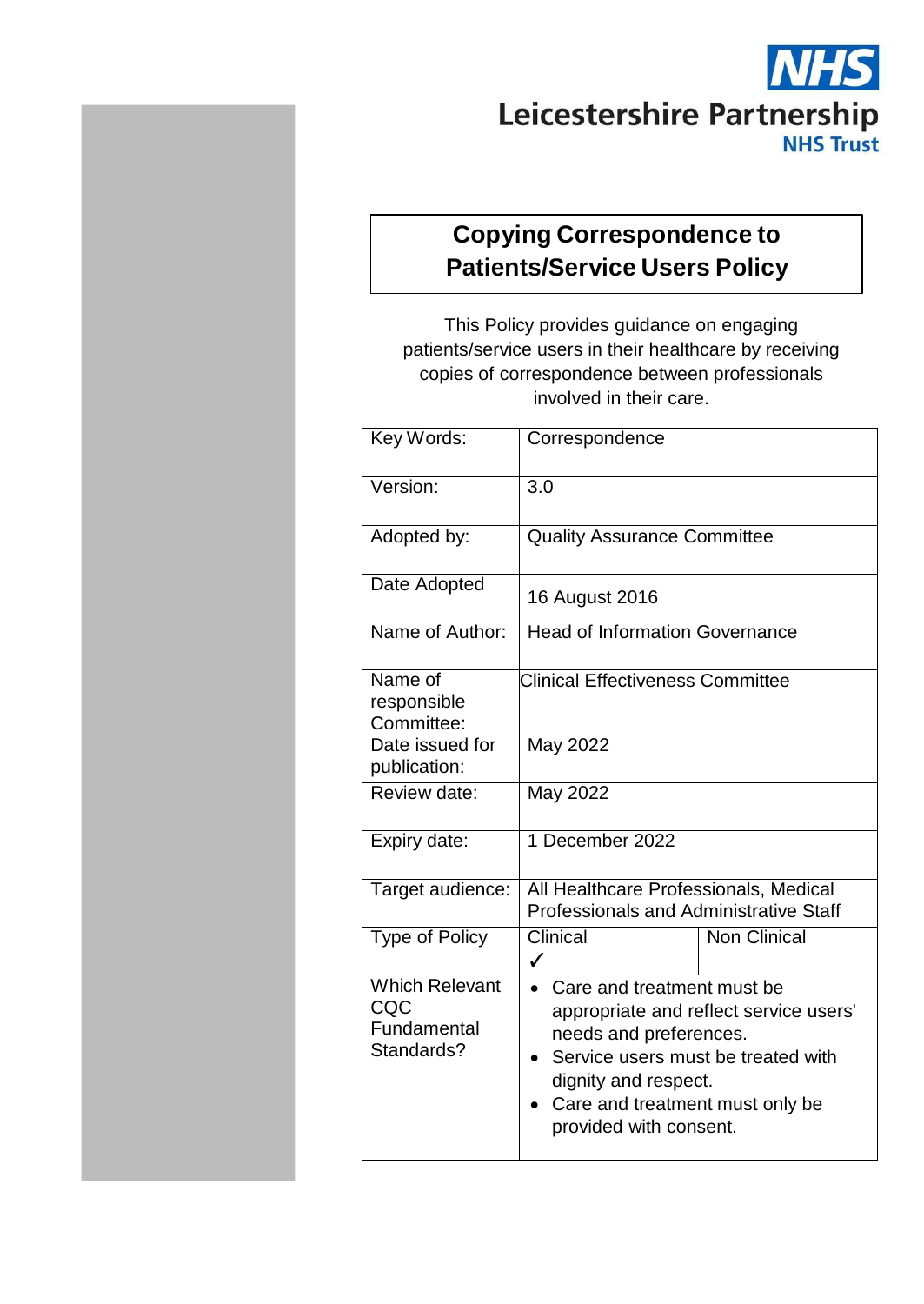NHS

Leicestershire Partnership
NHS Trust

# Copying Correspondence to Patients/Service Users Policy

This Policy provides guidance on engaging patients/service users in their healthcare by receiving copies of correspondence between professionals involved in their care.

| Key Words: | Correspondence | |
|---|---|---|
| Version: | 3.0 | |
| Adopted by: | Quality Assurance Committee | |
| Date Adopted | 16 August 2016 | |
| Name of Author: | Head of Information Governance | |
| Name of responsible Committee: | Clinical Effectiveness Committee | |
| Date issued for publication: | May 2022 | |
| Review date: | May 2022 | |
| Expiry date: | 1 December 2022 | |
| Target audience: | All Healthcare Professionals, Medical Professionals and Administrative Staff | |
| Type of Policy | Clinical ✓ | Non Clinical |
| Which Relevant CQC Fundamental Standards? | • Care and treatment must be appropriate and reflect service users' needs and preferences.<br>• Service users must be treated with dignity and respect.<br>• Care and treatment must only be provided with consent. | |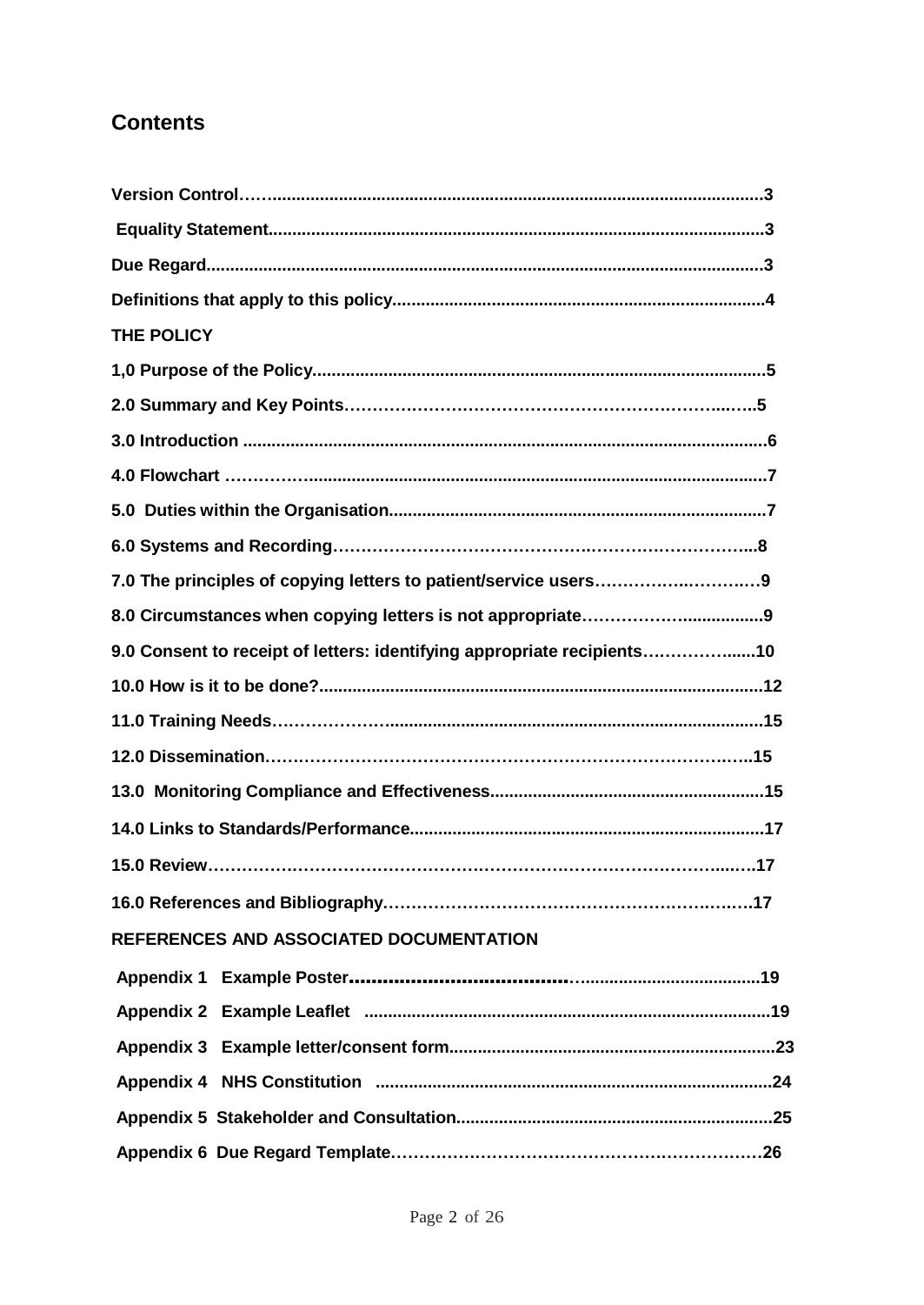## Contents

**Version Control**……........................................................................................................3

**Equality Statement**........................................................................................................3

**Due Regard**.....................................................................................................................3

**Definitions that apply to this policy**..............................................................................4

**THE POLICY**

**1,0 Purpose of the Policy**...............................................................................................5

**2.0 Summary and Key Points**……………………………………………………………...…..5

**3.0 Introduction** .............................................................................................................6

**4.0 Flowchart** ……………...............................................................................................7

**5.0 Duties within the Organisation**...............................................................................7

**6.0 Systems and Recording**……………………………………….……………………...8

**7.0 The principles of copying letters to patient/service users**……………..……….…9

**8.0 Circumstances when copying letters is not appropriate**………………................9

**9.0 Consent to receipt of letters: identifying appropriate recipients**……………......10

**10.0 How is it to be done?**...............................................................................................12

**11.0 Training Needs**………………….............................................................................15

**12.0 Dissemination**………………………………………………………………………..15

**13.0 Monitoring Compliance and Effectiveness**..........................................................15

**14.0 Links to Standards/Performance**..........................................................................17

**15.0 Review**………………………………………………………………………….…..….17

**16.0 References and Bibliography**……………………………………………………….17

**REFERENCES AND ASSOCIATED DOCUMENTATION**

**Appendix 1 Example Poster**...........................................................................................19

**Appendix 2 Example Leaflet** .........................................................................................19

**Appendix 3 Example letter/consent form**.....................................................................23

**Appendix 4 NHS Constitution** ......................................................................................24

**Appendix 5 Stakeholder and Consultation**...................................................................25

**Appendix 6 Due Regard Template**………………………………………………………26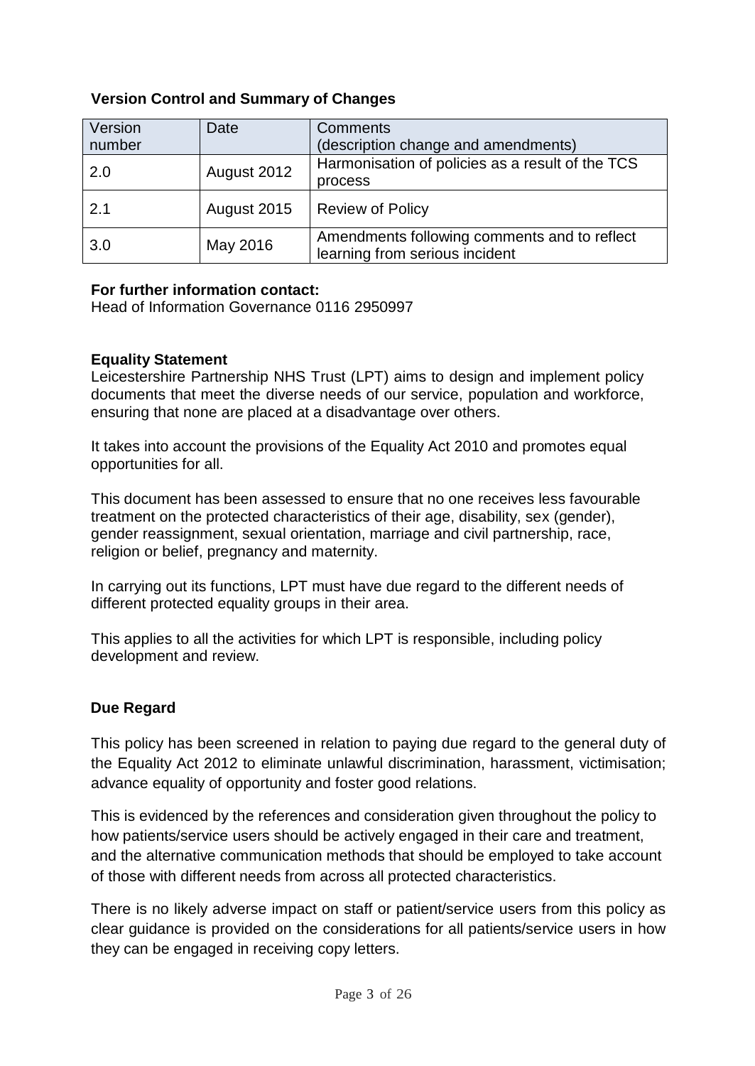### Version Control and Summary of Changes

| Version number | Date | Comments (description change and amendments) |
| --- | --- | --- |
| 2.0 | August 2012 | Harmonisation of policies as a result of the TCS process |
| 2.1 | August 2015 | Review of Policy |
| 3.0 | May 2016 | Amendments following comments and to reflect learning from serious incident |

**For further information contact:**
Head of Information Governance 0116 2950997

**Equality Statement**
Leicestershire Partnership NHS Trust (LPT) aims to design and implement policy documents that meet the diverse needs of our service, population and workforce, ensuring that none are placed at a disadvantage over others.

It takes into account the provisions of the Equality Act 2010 and promotes equal opportunities for all.

This document has been assessed to ensure that no one receives less favourable treatment on the protected characteristics of their age, disability, sex (gender), gender reassignment, sexual orientation, marriage and civil partnership, race, religion or belief, pregnancy and maternity.

In carrying out its functions, LPT must have due regard to the different needs of different protected equality groups in their area.

This applies to all the activities for which LPT is responsible, including policy development and review.

**Due Regard**

This policy has been screened in relation to paying due regard to the general duty of the Equality Act 2012 to eliminate unlawful discrimination, harassment, victimisation; advance equality of opportunity and foster good relations.

This is evidenced by the references and consideration given throughout the policy to how patients/service users should be actively engaged in their care and treatment, and the alternative communication methods that should be employed to take account of those with different needs from across all protected characteristics.

There is no likely adverse impact on staff or patient/service users from this policy as clear guidance is provided on the considerations for all patients/service users in how they can be engaged in receiving copy letters.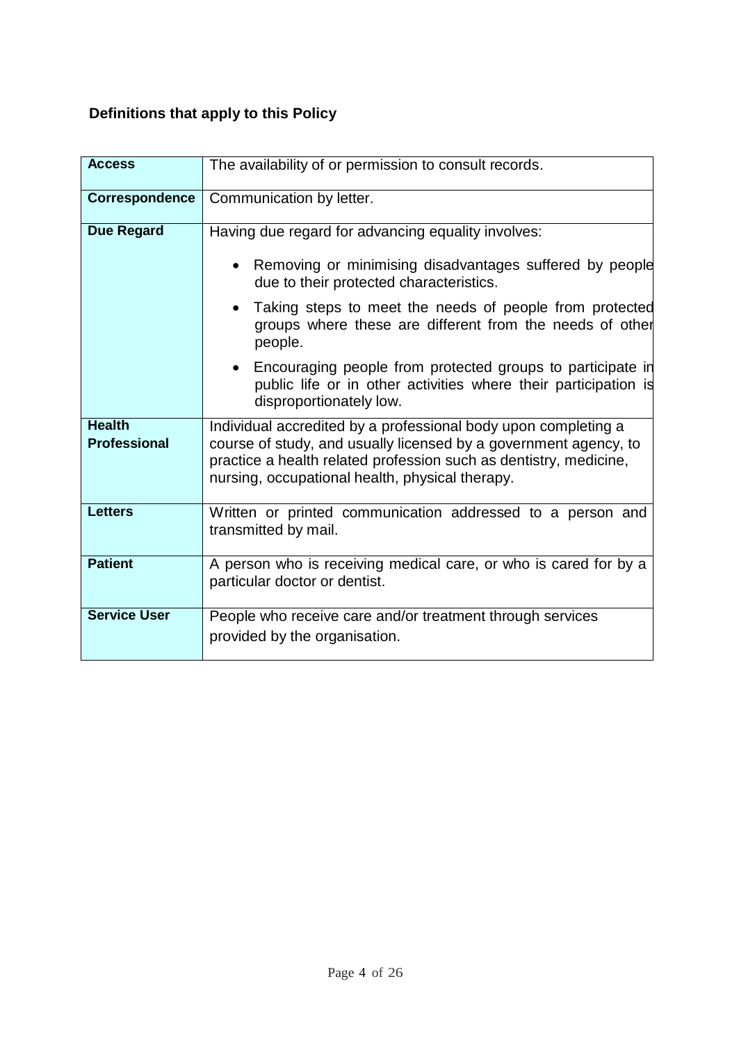**Definitions that apply to this Policy**

| | |
|---|---|
| **Access** | The availability of or permission to consult records. |
| **Correspondence** | Communication by letter. |
| **Due Regard** | Having due regard for advancing equality involves:<br>• Removing or minimising disadvantages suffered by people due to their protected characteristics.<br>• Taking steps to meet the needs of people from protected groups where these are different from the needs of other people.<br>• Encouraging people from protected groups to participate in public life or in other activities where their participation is disproportionately low. |
| **Health Professional** | Individual accredited by a professional body upon completing a course of study, and usually licensed by a government agency, to practice a health related profession such as dentistry, medicine, nursing, occupational health, physical therapy. |
| **Letters** | Written or printed communication addressed to a person and transmitted by mail. |
| **Patient** | A person who is receiving medical care, or who is cared for by a particular doctor or dentist. |
| **Service User** | People who receive care and/or treatment through services provided by the organisation. |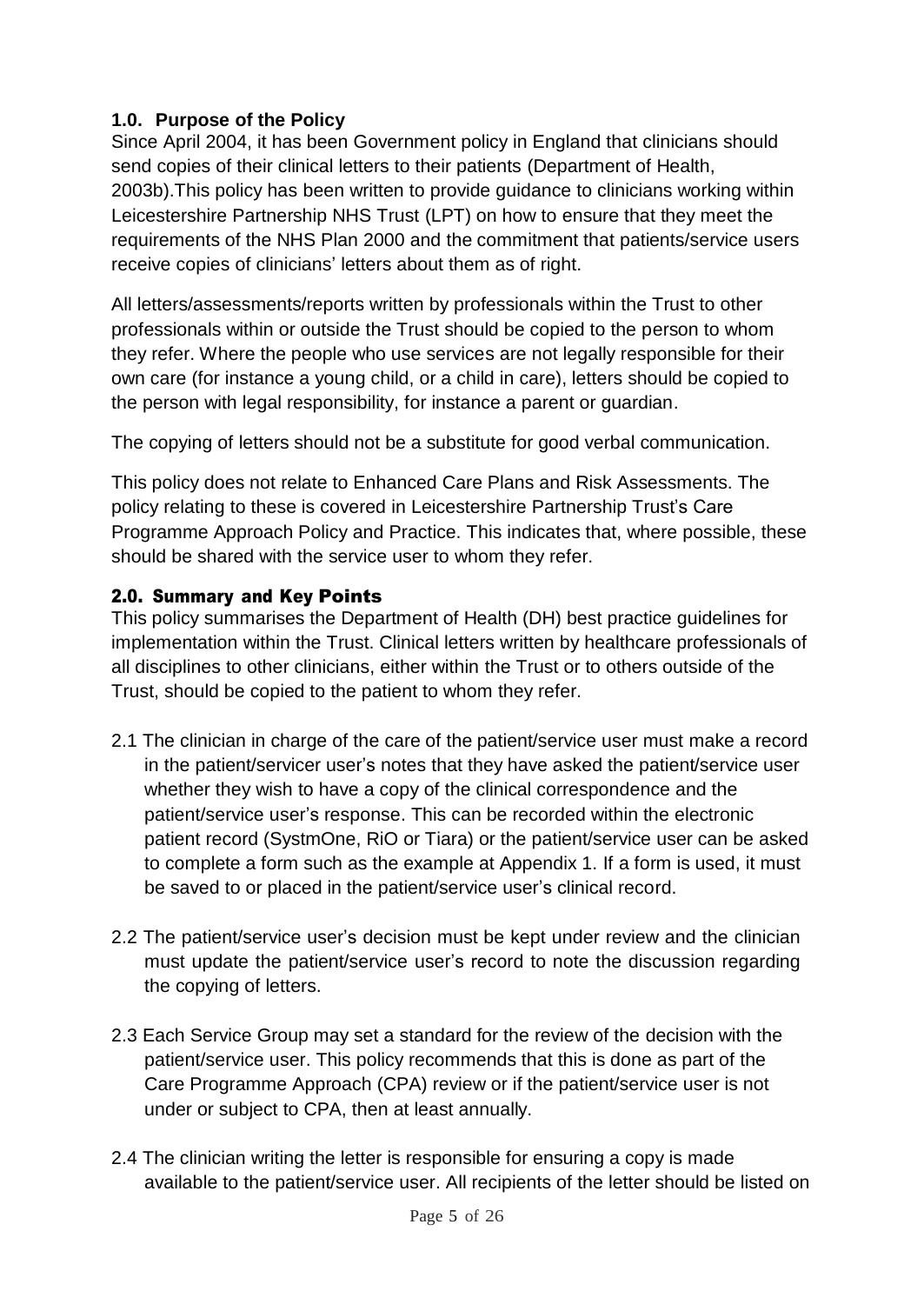## 1.0. Purpose of the Policy

Since April 2004, it has been Government policy in England that clinicians should send copies of their clinical letters to their patients (Department of Health, 2003b).This policy has been written to provide guidance to clinicians working within Leicestershire Partnership NHS Trust (LPT) on how to ensure that they meet the requirements of the NHS Plan 2000 and the commitment that patients/service users receive copies of clinicians' letters about them as of right.

All letters/assessments/reports written by professionals within the Trust to other professionals within or outside the Trust should be copied to the person to whom they refer. Where the people who use services are not legally responsible for their own care (for instance a young child, or a child in care), letters should be copied to the person with legal responsibility, for instance a parent or guardian.

The copying of letters should not be a substitute for good verbal communication.

This policy does not relate to Enhanced Care Plans and Risk Assessments. The policy relating to these is covered in Leicestershire Partnership Trust's Care Programme Approach Policy and Practice. This indicates that, where possible, these should be shared with the service user to whom they refer.

## 2.0. Summary and Key Points

This policy summarises the Department of Health (DH) best practice guidelines for implementation within the Trust. Clinical letters written by healthcare professionals of all disciplines to other clinicians, either within the Trust or to others outside of the Trust, should be copied to the patient to whom they refer.

2.1 The clinician in charge of the care of the patient/service user must make a record in the patient/servicer user's notes that they have asked the patient/service user whether they wish to have a copy of the clinical correspondence and the patient/service user's response. This can be recorded within the electronic patient record (SystmOne, RiO or Tiara) or the patient/service user can be asked to complete a form such as the example at Appendix 1. If a form is used, it must be saved to or placed in the patient/service user's clinical record.

2.2 The patient/service user's decision must be kept under review and the clinician must update the patient/service user's record to note the discussion regarding the copying of letters.

2.3 Each Service Group may set a standard for the review of the decision with the patient/service user. This policy recommends that this is done as part of the Care Programme Approach (CPA) review or if the patient/service user is not under or subject to CPA, then at least annually.

2.4 The clinician writing the letter is responsible for ensuring a copy is made available to the patient/service user. All recipients of the letter should be listed on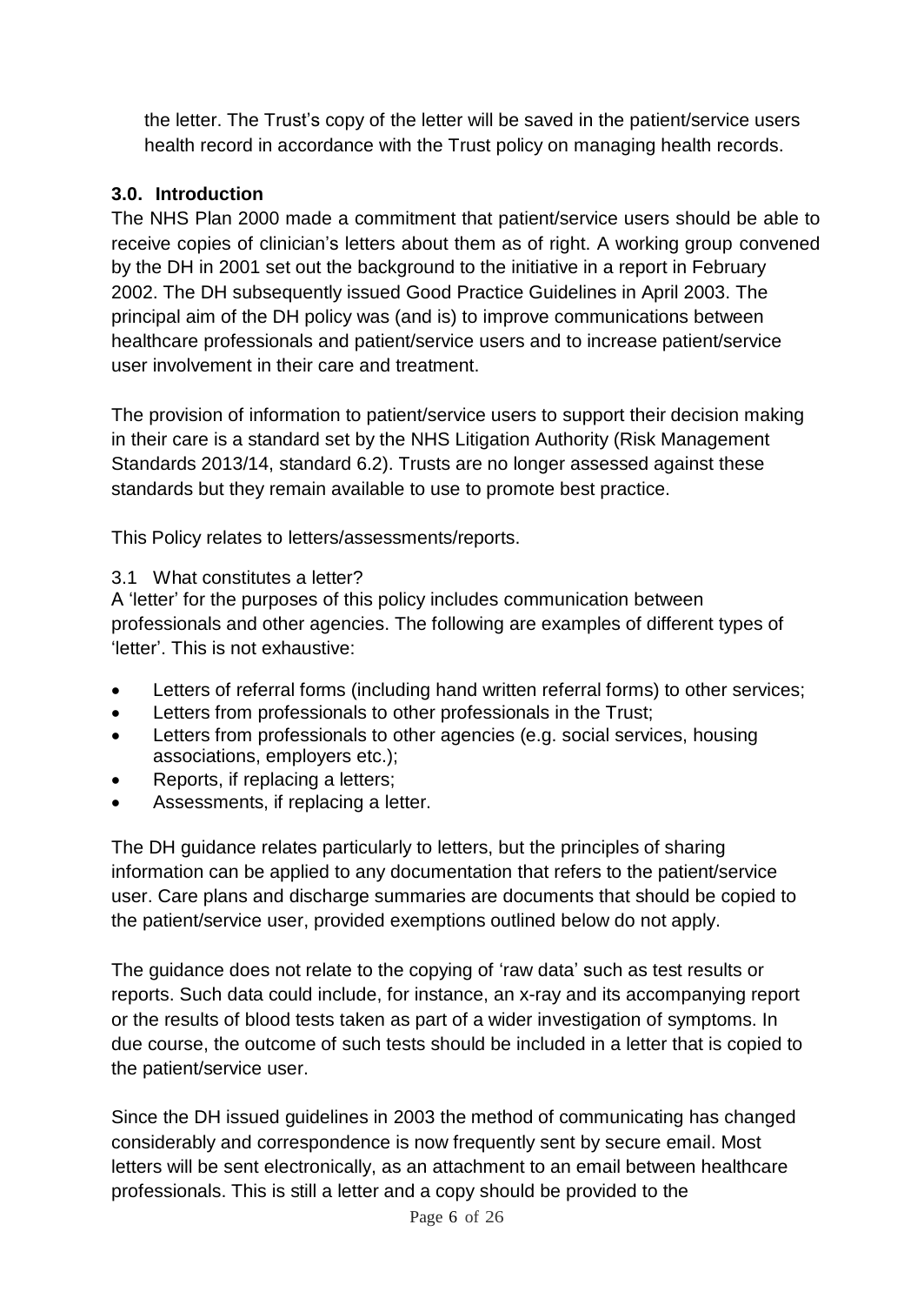the letter. The Trust's copy of the letter will be saved in the patient/service users health record in accordance with the Trust policy on managing health records.

## 3.0. Introduction

The NHS Plan 2000 made a commitment that patient/service users should be able to receive copies of clinician's letters about them as of right. A working group convened by the DH in 2001 set out the background to the initiative in a report in February 2002. The DH subsequently issued Good Practice Guidelines in April 2003. The principal aim of the DH policy was (and is) to improve communications between healthcare professionals and patient/service users and to increase patient/service user involvement in their care and treatment.

The provision of information to patient/service users to support their decision making in their care is a standard set by the NHS Litigation Authority (Risk Management Standards 2013/14, standard 6.2). Trusts are no longer assessed against these standards but they remain available to use to promote best practice.

This Policy relates to letters/assessments/reports.

### 3.1 What constitutes a letter?

A 'letter' for the purposes of this policy includes communication between professionals and other agencies. The following are examples of different types of 'letter'. This is not exhaustive:

- Letters of referral forms (including hand written referral forms) to other services;
- Letters from professionals to other professionals in the Trust;
- Letters from professionals to other agencies (e.g. social services, housing associations, employers etc.);
- Reports, if replacing a letters;
- Assessments, if replacing a letter.

The DH guidance relates particularly to letters, but the principles of sharing information can be applied to any documentation that refers to the patient/service user. Care plans and discharge summaries are documents that should be copied to the patient/service user, provided exemptions outlined below do not apply.

The guidance does not relate to the copying of 'raw data' such as test results or reports. Such data could include, for instance, an x-ray and its accompanying report or the results of blood tests taken as part of a wider investigation of symptoms. In due course, the outcome of such tests should be included in a letter that is copied to the patient/service user.

Since the DH issued guidelines in 2003 the method of communicating has changed considerably and correspondence is now frequently sent by secure email. Most letters will be sent electronically, as an attachment to an email between healthcare professionals. This is still a letter and a copy should be provided to the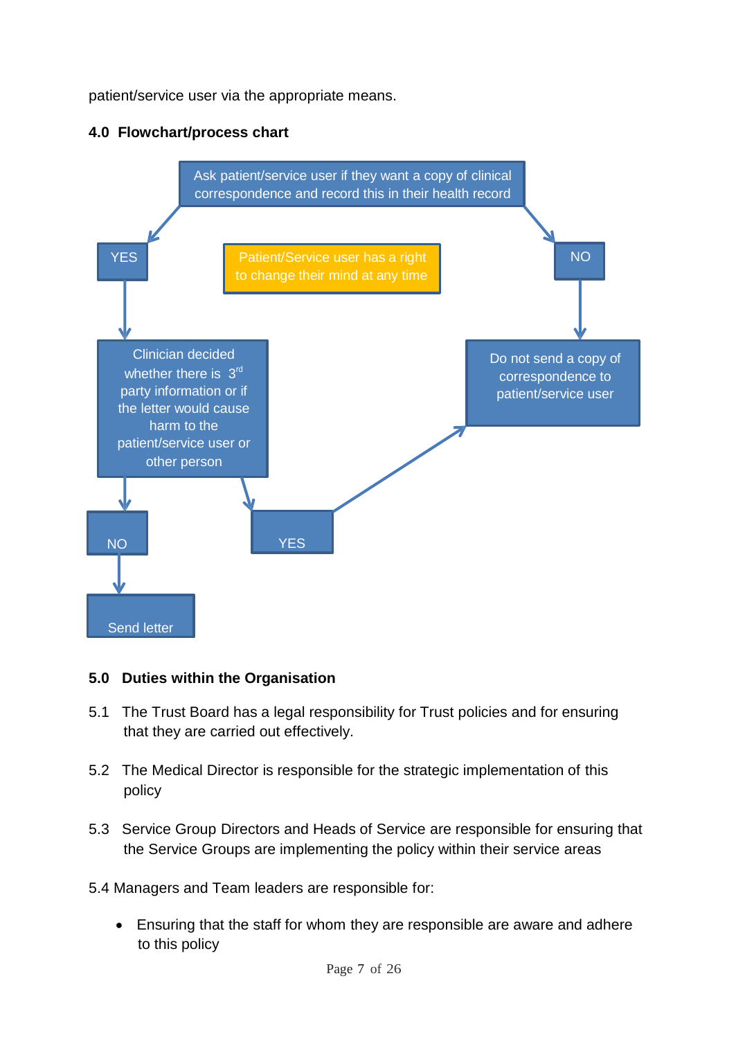patient/service user via the appropriate means.

### 4.0 Flowchart/process chart

Ask patient/service user if they want a copy of clinical correspondence and record this in their health record

YES

Patient/Service user has a right to change their mind at any time

NO

Clinician decided whether there is 3rd party information or if the letter would cause harm to the patient/service user or other person

Do not send a copy of correspondence to patient/service user

NO

YES

Send letter

### 5.0 Duties within the Organisation

5.1 The Trust Board has a legal responsibility for Trust policies and for ensuring that they are carried out effectively.

5.2 The Medical Director is responsible for the strategic implementation of this policy

5.3 Service Group Directors and Heads of Service are responsible for ensuring that the Service Groups are implementing the policy within their service areas

5.4 Managers and Team leaders are responsible for:

- Ensuring that the staff for whom they are responsible are aware and adhere to this policy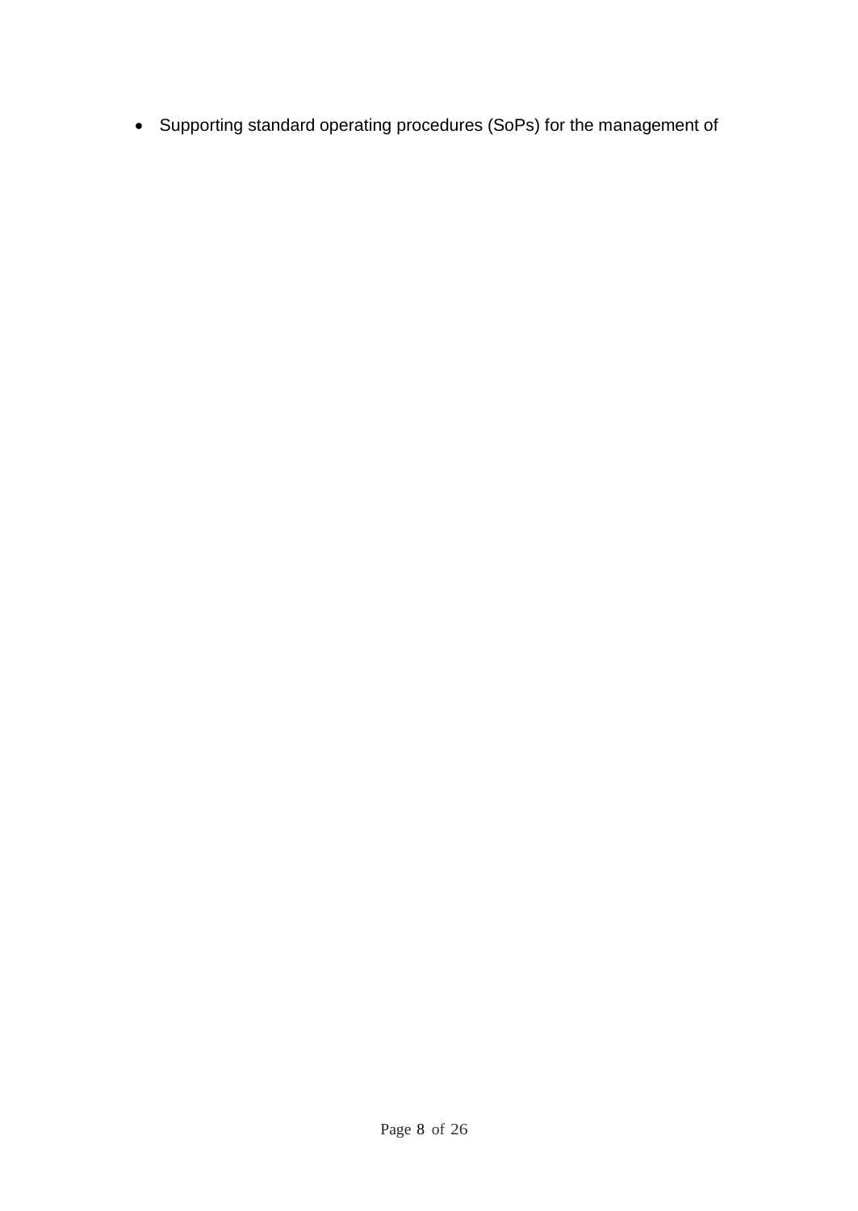- Supporting standard operating procedures (SoPs) for the management of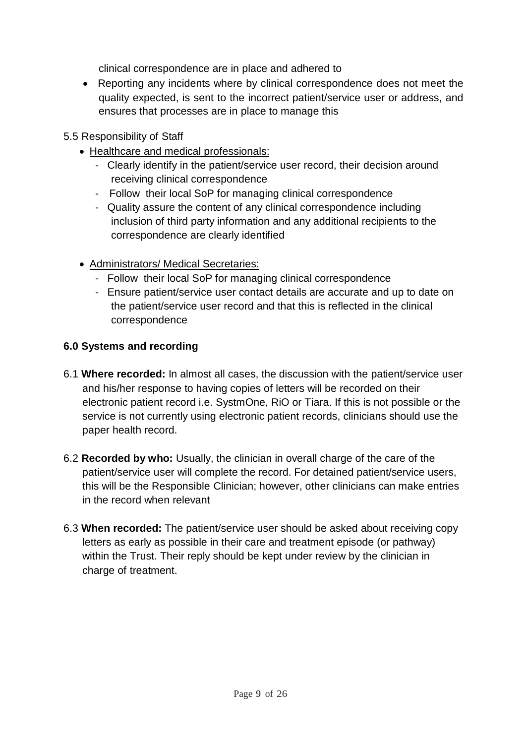clinical correspondence are in place and adhered to

- Reporting any incidents where by clinical correspondence does not meet the quality expected, is sent to the incorrect patient/service user or address, and ensures that processes are in place to manage this

5.5 Responsibility of Staff

- Healthcare and medical professionals:
  - Clearly identify in the patient/service user record, their decision around receiving clinical correspondence
  - Follow their local SoP for managing clinical correspondence
  - Quality assure the content of any clinical correspondence including inclusion of third party information and any additional recipients to the correspondence are clearly identified

- Administrators/ Medical Secretaries:
  - Follow their local SoP for managing clinical correspondence
  - Ensure patient/service user contact details are accurate and up to date on the patient/service user record and that this is reflected in the clinical correspondence

## 6.0 Systems and recording

6.1 **Where recorded:** In almost all cases, the discussion with the patient/service user and his/her response to having copies of letters will be recorded on their electronic patient record i.e. SystmOne, RiO or Tiara. If this is not possible or the service is not currently using electronic patient records, clinicians should use the paper health record.

6.2 **Recorded by who:** Usually, the clinician in overall charge of the care of the patient/service user will complete the record. For detained patient/service users, this will be the Responsible Clinician; however, other clinicians can make entries in the record when relevant

6.3 **When recorded:** The patient/service user should be asked about receiving copy letters as early as possible in their care and treatment episode (or pathway) within the Trust. Their reply should be kept under review by the clinician in charge of treatment.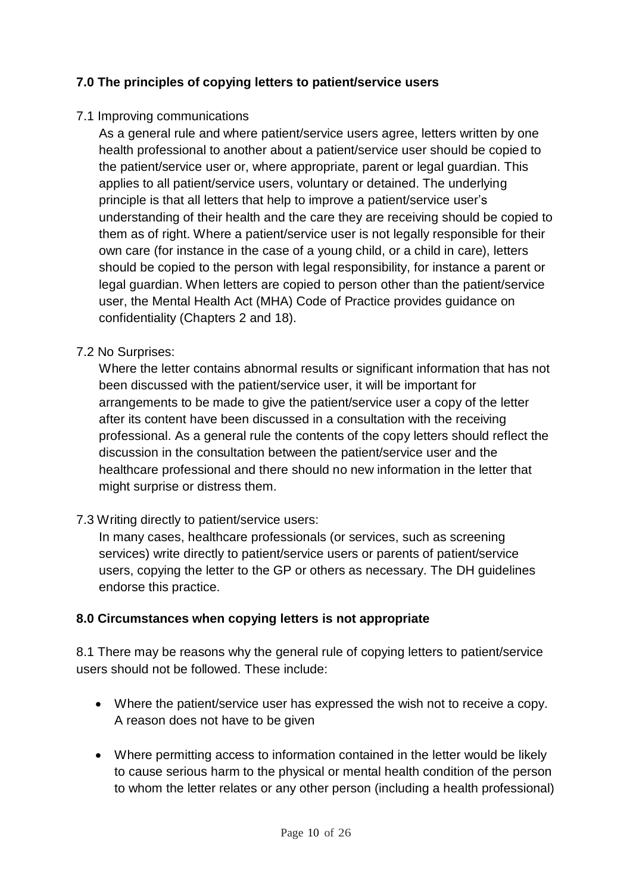**7.0 The principles of copying letters to patient/service users**

7.1 Improving communications

As a general rule and where patient/service users agree, letters written by one health professional to another about a patient/service user should be copied to the patient/service user or, where appropriate, parent or legal guardian. This applies to all patient/service users, voluntary or detained. The underlying principle is that all letters that help to improve a patient/service user's understanding of their health and the care they are receiving should be copied to them as of right. Where a patient/service user is not legally responsible for their own care (for instance in the case of a young child, or a child in care), letters should be copied to the person with legal responsibility, for instance a parent or legal guardian. When letters are copied to person other than the patient/service user, the Mental Health Act (MHA) Code of Practice provides guidance on confidentiality (Chapters 2 and 18).

7.2 No Surprises:

Where the letter contains abnormal results or significant information that has not been discussed with the patient/service user, it will be important for arrangements to be made to give the patient/service user a copy of the letter after its content have been discussed in a consultation with the receiving professional. As a general rule the contents of the copy letters should reflect the discussion in the consultation between the patient/service user and the healthcare professional and there should no new information in the letter that might surprise or distress them.

7.3 Writing directly to patient/service users:

In many cases, healthcare professionals (or services, such as screening services) write directly to patient/service users or parents of patient/service users, copying the letter to the GP or others as necessary. The DH guidelines endorse this practice.

**8.0 Circumstances when copying letters is not appropriate**

8.1 There may be reasons why the general rule of copying letters to patient/service users should not be followed. These include:

- Where the patient/service user has expressed the wish not to receive a copy. A reason does not have to be given
- Where permitting access to information contained in the letter would be likely to cause serious harm to the physical or mental health condition of the person to whom the letter relates or any other person (including a health professional)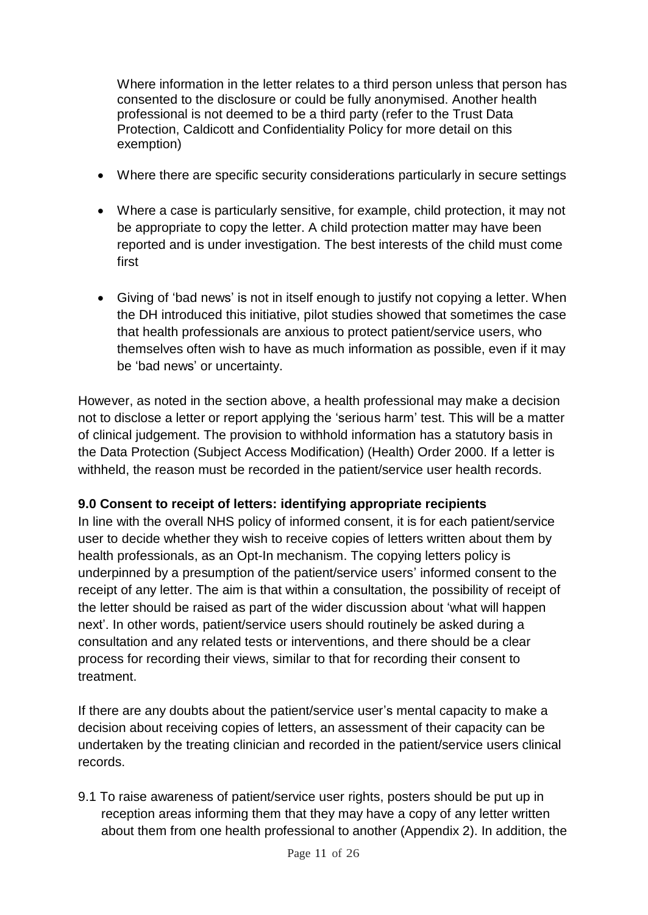Where information in the letter relates to a third person unless that person has consented to the disclosure or could be fully anonymised. Another health professional is not deemed to be a third party (refer to the Trust Data Protection, Caldicott and Confidentiality Policy for more detail on this exemption)

- Where there are specific security considerations particularly in secure settings
- Where a case is particularly sensitive, for example, child protection, it may not be appropriate to copy the letter. A child protection matter may have been reported and is under investigation. The best interests of the child must come first
- Giving of 'bad news' is not in itself enough to justify not copying a letter. When the DH introduced this initiative, pilot studies showed that sometimes the case that health professionals are anxious to protect patient/service users, who themselves often wish to have as much information as possible, even if it may be 'bad news' or uncertainty.

However, as noted in the section above, a health professional may make a decision not to disclose a letter or report applying the 'serious harm' test. This will be a matter of clinical judgement. The provision to withhold information has a statutory basis in the Data Protection (Subject Access Modification) (Health) Order 2000. If a letter is withheld, the reason must be recorded in the patient/service user health records.

**9.0 Consent to receipt of letters: identifying appropriate recipients**

In line with the overall NHS policy of informed consent, it is for each patient/service user to decide whether they wish to receive copies of letters written about them by health professionals, as an Opt-In mechanism. The copying letters policy is underpinned by a presumption of the patient/service users' informed consent to the receipt of any letter. The aim is that within a consultation, the possibility of receipt of the letter should be raised as part of the wider discussion about 'what will happen next'. In other words, patient/service users should routinely be asked during a consultation and any related tests or interventions, and there should be a clear process for recording their views, similar to that for recording their consent to treatment.

If there are any doubts about the patient/service user's mental capacity to make a decision about receiving copies of letters, an assessment of their capacity can be undertaken by the treating clinician and recorded in the patient/service users clinical records.

9.1 To raise awareness of patient/service user rights, posters should be put up in reception areas informing them that they may have a copy of any letter written about them from one health professional to another (Appendix 2). In addition, the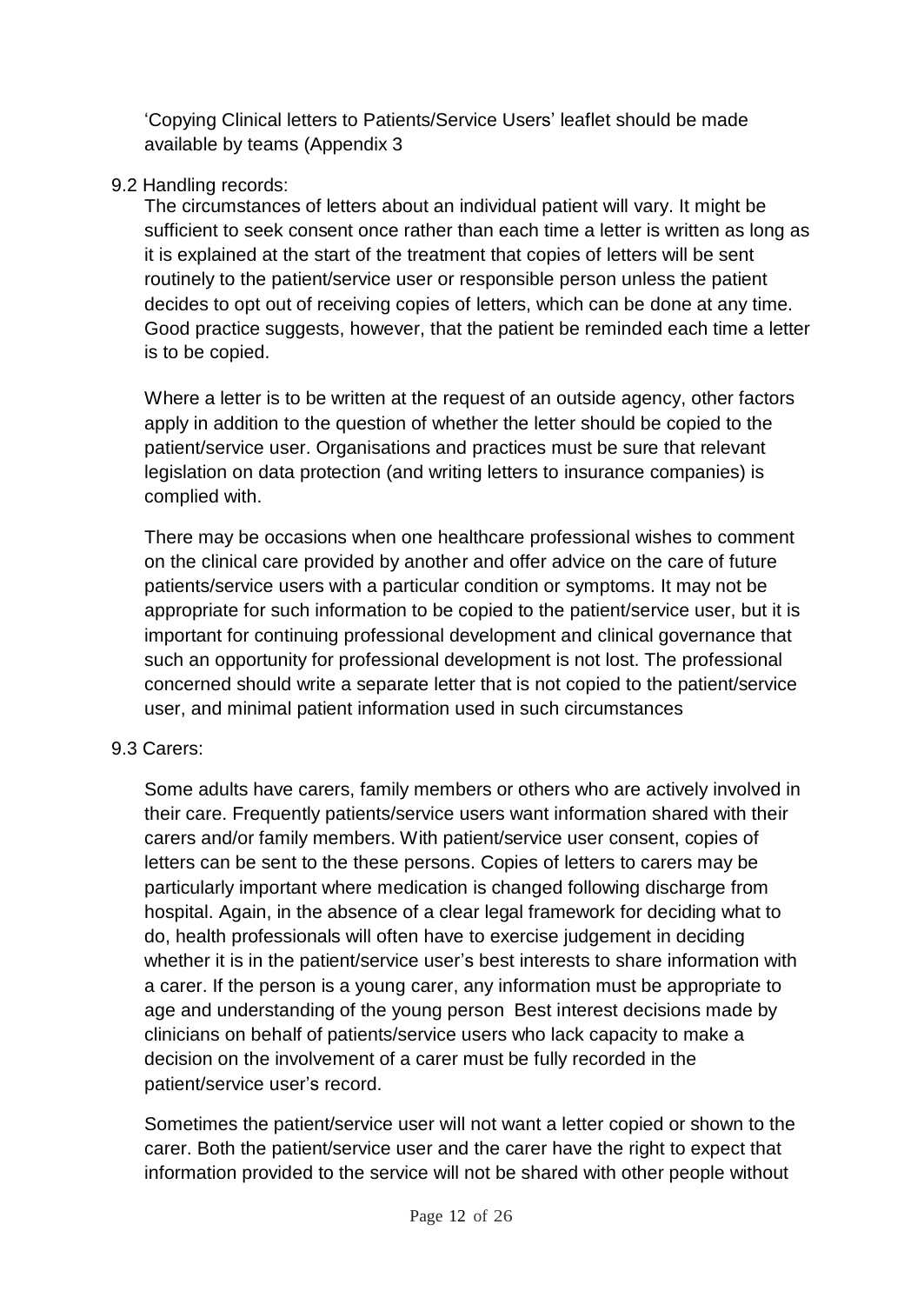'Copying Clinical letters to Patients/Service Users' leaflet should be made available by teams (Appendix 3

9.2 Handling records:

The circumstances of letters about an individual patient will vary. It might be sufficient to seek consent once rather than each time a letter is written as long as it is explained at the start of the treatment that copies of letters will be sent routinely to the patient/service user or responsible person unless the patient decides to opt out of receiving copies of letters, which can be done at any time. Good practice suggests, however, that the patient be reminded each time a letter is to be copied.

Where a letter is to be written at the request of an outside agency, other factors apply in addition to the question of whether the letter should be copied to the patient/service user. Organisations and practices must be sure that relevant legislation on data protection (and writing letters to insurance companies) is complied with.

There may be occasions when one healthcare professional wishes to comment on the clinical care provided by another and offer advice on the care of future patients/service users with a particular condition or symptoms. It may not be appropriate for such information to be copied to the patient/service user, but it is important for continuing professional development and clinical governance that such an opportunity for professional development is not lost. The professional concerned should write a separate letter that is not copied to the patient/service user, and minimal patient information used in such circumstances

9.3 Carers:

Some adults have carers, family members or others who are actively involved in their care. Frequently patients/service users want information shared with their carers and/or family members. With patient/service user consent, copies of letters can be sent to the these persons. Copies of letters to carers may be particularly important where medication is changed following discharge from hospital. Again, in the absence of a clear legal framework for deciding what to do, health professionals will often have to exercise judgement in deciding whether it is in the patient/service user's best interests to share information with a carer. If the person is a young carer, any information must be appropriate to age and understanding of the young person Best interest decisions made by clinicians on behalf of patients/service users who lack capacity to make a decision on the involvement of a carer must be fully recorded in the patient/service user's record.

Sometimes the patient/service user will not want a letter copied or shown to the carer. Both the patient/service user and the carer have the right to expect that information provided to the service will not be shared with other people without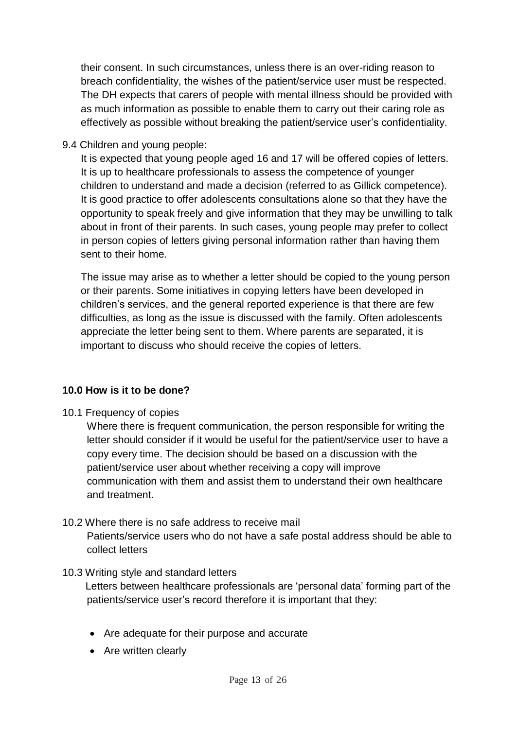their consent. In such circumstances, unless there is an over-riding reason to breach confidentiality, the wishes of the patient/service user must be respected. The DH expects that carers of people with mental illness should be provided with as much information as possible to enable them to carry out their caring role as effectively as possible without breaking the patient/service user's confidentiality.

9.4 Children and young people:

It is expected that young people aged 16 and 17 will be offered copies of letters. It is up to healthcare professionals to assess the competence of younger children to understand and made a decision (referred to as Gillick competence). It is good practice to offer adolescents consultations alone so that they have the opportunity to speak freely and give information that they may be unwilling to talk about in front of their parents. In such cases, young people may prefer to collect in person copies of letters giving personal information rather than having them sent to their home.

The issue may arise as to whether a letter should be copied to the young person or their parents. Some initiatives in copying letters have been developed in children's services, and the general reported experience is that there are few difficulties, as long as the issue is discussed with the family. Often adolescents appreciate the letter being sent to them. Where parents are separated, it is important to discuss who should receive the copies of letters.

## 10.0 How is it to be done?

10.1 Frequency of copies

Where there is frequent communication, the person responsible for writing the letter should consider if it would be useful for the patient/service user to have a copy every time. The decision should be based on a discussion with the patient/service user about whether receiving a copy will improve communication with them and assist them to understand their own healthcare and treatment.

10.2 Where there is no safe address to receive mail

Patients/service users who do not have a safe postal address should be able to collect letters

10.3 Writing style and standard letters

Letters between healthcare professionals are 'personal data' forming part of the patients/service user's record therefore it is important that they:

- Are adequate for their purpose and accurate
- Are written clearly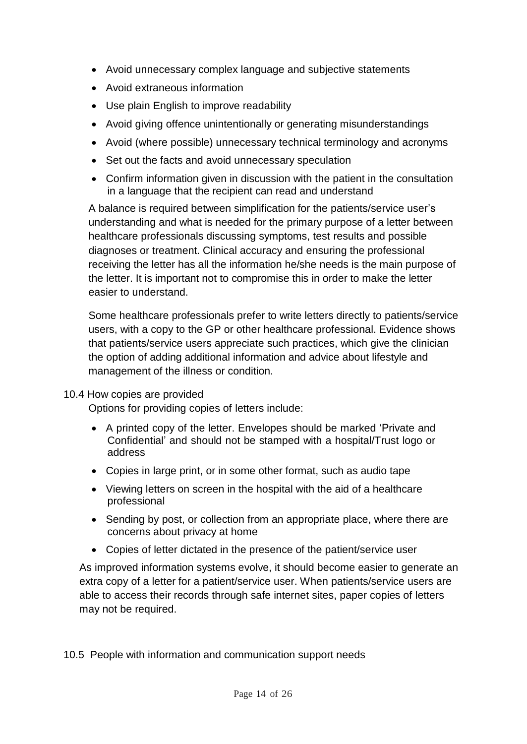- Avoid unnecessary complex language and subjective statements
- Avoid extraneous information
- Use plain English to improve readability
- Avoid giving offence unintentionally or generating misunderstandings
- Avoid (where possible) unnecessary technical terminology and acronyms
- Set out the facts and avoid unnecessary speculation
- Confirm information given in discussion with the patient in the consultation in a language that the recipient can read and understand

A balance is required between simplification for the patients/service user's understanding and what is needed for the primary purpose of a letter between healthcare professionals discussing symptoms, test results and possible diagnoses or treatment. Clinical accuracy and ensuring the professional receiving the letter has all the information he/she needs is the main purpose of the letter. It is important not to compromise this in order to make the letter easier to understand.

Some healthcare professionals prefer to write letters directly to patients/service users, with a copy to the GP or other healthcare professional. Evidence shows that patients/service users appreciate such practices, which give the clinician the option of adding additional information and advice about lifestyle and management of the illness or condition.

## 10.4 How copies are provided

Options for providing copies of letters include:

- A printed copy of the letter. Envelopes should be marked 'Private and Confidential' and should not be stamped with a hospital/Trust logo or address
- Copies in large print, or in some other format, such as audio tape
- Viewing letters on screen in the hospital with the aid of a healthcare professional
- Sending by post, or collection from an appropriate place, where there are concerns about privacy at home
- Copies of letter dictated in the presence of the patient/service user

As improved information systems evolve, it should become easier to generate an extra copy of a letter for a patient/service user. When patients/service users are able to access their records through safe internet sites, paper copies of letters may not be required.

## 10.5 People with information and communication support needs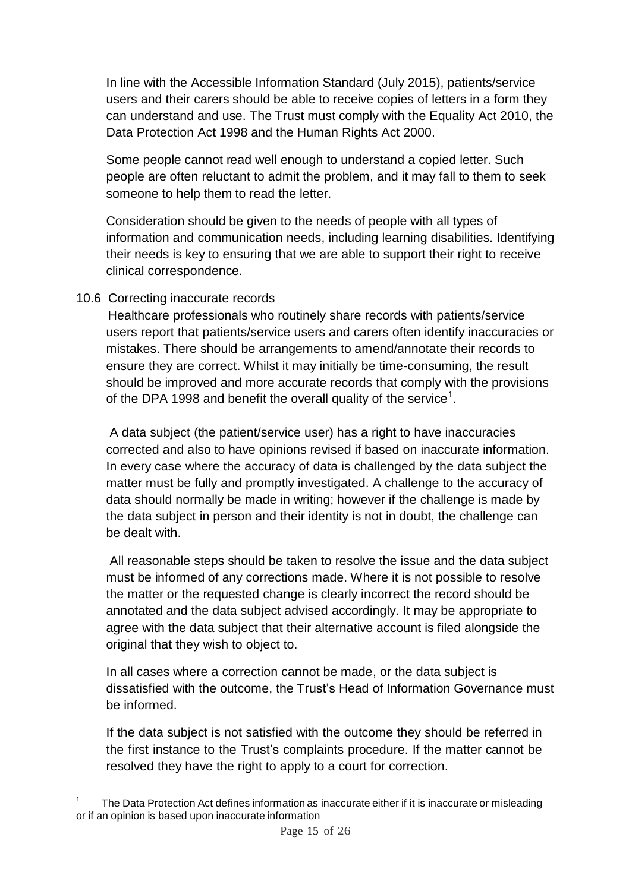In line with the Accessible Information Standard (July 2015), patients/service users and their carers should be able to receive copies of letters in a form they can understand and use. The Trust must comply with the Equality Act 2010, the Data Protection Act 1998 and the Human Rights Act 2000.

Some people cannot read well enough to understand a copied letter. Such people are often reluctant to admit the problem, and it may fall to them to seek someone to help them to read the letter.

Consideration should be given to the needs of people with all types of information and communication needs, including learning disabilities. Identifying their needs is key to ensuring that we are able to support their right to receive clinical correspondence.

### 10.6 Correcting inaccurate records

Healthcare professionals who routinely share records with patients/service users report that patients/service users and carers often identify inaccuracies or mistakes. There should be arrangements to amend/annotate their records to ensure they are correct. Whilst it may initially be time-consuming, the result should be improved and more accurate records that comply with the provisions of the DPA 1998 and benefit the overall quality of the service[1].

A data subject (the patient/service user) has a right to have inaccuracies corrected and also to have opinions revised if based on inaccurate information. In every case where the accuracy of data is challenged by the data subject the matter must be fully and promptly investigated. A challenge to the accuracy of data should normally be made in writing; however if the challenge is made by the data subject in person and their identity is not in doubt, the challenge can be dealt with.

All reasonable steps should be taken to resolve the issue and the data subject must be informed of any corrections made. Where it is not possible to resolve the matter or the requested change is clearly incorrect the record should be annotated and the data subject advised accordingly. It may be appropriate to agree with the data subject that their alternative account is filed alongside the original that they wish to object to.

In all cases where a correction cannot be made, or the data subject is dissatisfied with the outcome, the Trust's Head of Information Governance must be informed.

If the data subject is not satisfied with the outcome they should be referred in the first instance to the Trust's complaints procedure. If the matter cannot be resolved they have the right to apply to a court for correction.

---

[1] The Data Protection Act defines information as inaccurate either if it is inaccurate or misleading or if an opinion is based upon inaccurate information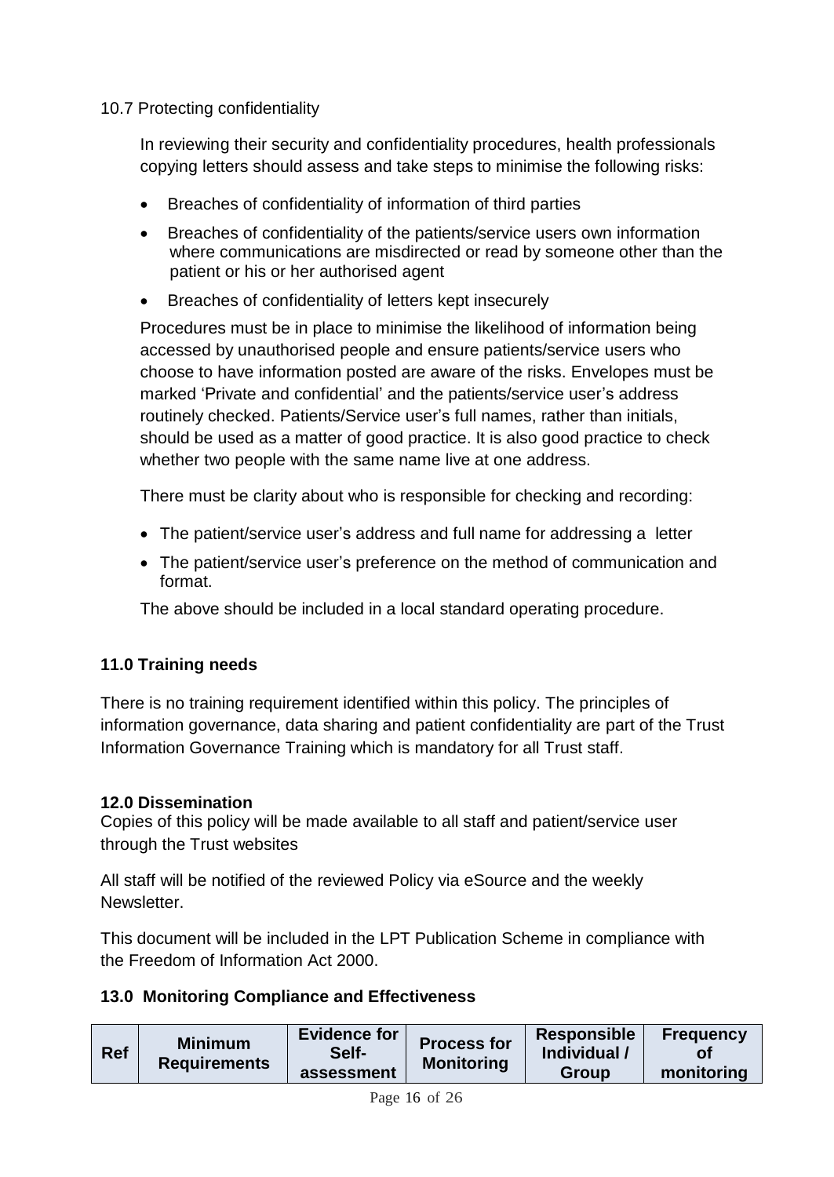10.7 Protecting confidentiality

In reviewing their security and confidentiality procedures, health professionals copying letters should assess and take steps to minimise the following risks:

- Breaches of confidentiality of information of third parties
- Breaches of confidentiality of the patients/service users own information where communications are misdirected or read by someone other than the patient or his or her authorised agent
- Breaches of confidentiality of letters kept insecurely

Procedures must be in place to minimise the likelihood of information being accessed by unauthorised people and ensure patients/service users who choose to have information posted are aware of the risks. Envelopes must be marked 'Private and confidential' and the patients/service user's address routinely checked. Patients/Service user's full names, rather than initials, should be used as a matter of good practice. It is also good practice to check whether two people with the same name live at one address.

There must be clarity about who is responsible for checking and recording:

- The patient/service user's address and full name for addressing a letter
- The patient/service user's preference on the method of communication and format.

The above should be included in a local standard operating procedure.

## 11.0 Training needs

There is no training requirement identified within this policy. The principles of information governance, data sharing and patient confidentiality are part of the Trust Information Governance Training which is mandatory for all Trust staff.

## 12.0 Dissemination

Copies of this policy will be made available to all staff and patient/service user through the Trust websites

All staff will be notified of the reviewed Policy via eSource and the weekly Newsletter.

This document will be included in the LPT Publication Scheme in compliance with the Freedom of Information Act 2000.

## 13.0 Monitoring Compliance and Effectiveness

| Ref | Minimum Requirements | Evidence for Self-assessment | Process for Monitoring | Responsible Individual / Group | Frequency of monitoring |
|---|---|---|---|---|---|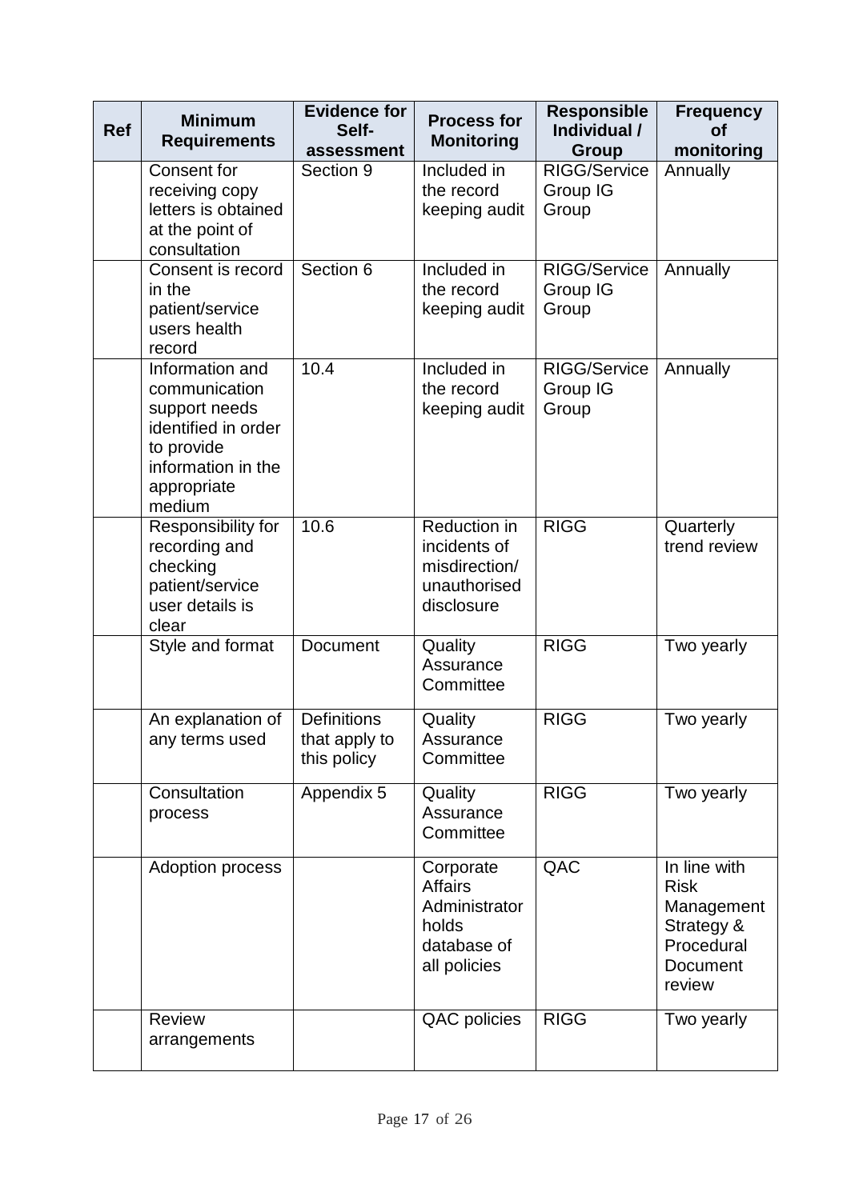| Ref | Minimum Requirements | Evidence for Self-assessment | Process for Monitoring | Responsible Individual / Group | Frequency of monitoring |
|---|---|---|---|---|---|
| | Consent for receiving copy letters is obtained at the point of consultation | Section 9 | Included in the record keeping audit | RIGG/Service Group IG Group | Annually |
| | Consent is record in the patient/service users health record | Section 6 | Included in the record keeping audit | RIGG/Service Group IG Group | Annually |
| | Information and communication support needs identified in order to provide information in the appropriate medium | 10.4 | Included in the record keeping audit | RIGG/Service Group IG Group | Annually |
| | Responsibility for recording and checking patient/service user details is clear | 10.6 | Reduction in incidents of misdirection/ unauthorised disclosure | RIGG | Quarterly trend review |
| | Style and format | Document | Quality Assurance Committee | RIGG | Two yearly |
| | An explanation of any terms used | Definitions that apply to this policy | Quality Assurance Committee | RIGG | Two yearly |
| | Consultation process | Appendix 5 | Quality Assurance Committee | RIGG | Two yearly |
| | Adoption process | | Corporate Affairs Administrator holds database of all policies | QAC | In line with Risk Management Strategy & Procedural Document review |
| | Review arrangements | | QAC policies | RIGG | Two yearly |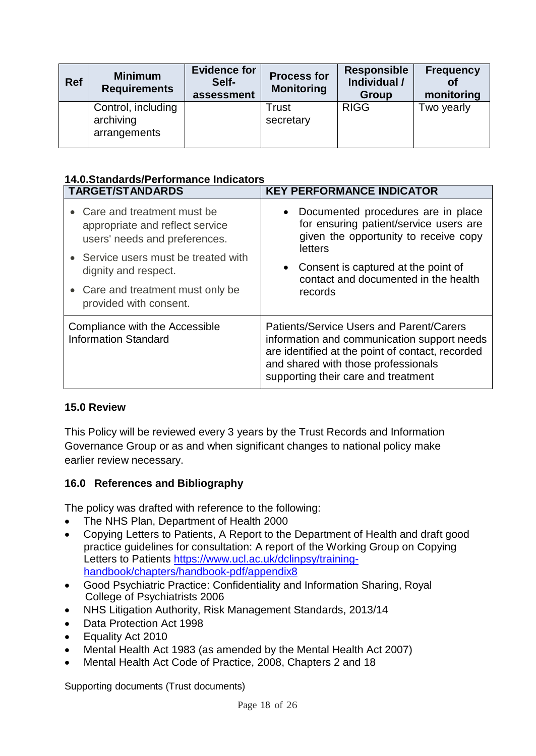| Ref | Minimum Requirements | Evidence for Self-assessment | Process for Monitoring | Responsible Individual / Group | Frequency of monitoring |
|---|---|---|---|---|---|
| | Control, including archiving arrangements | | Trust secretary | RIGG | Two yearly |

## 14.0.Standards/Performance Indicators

| TARGET/STANDARDS | KEY PERFORMANCE INDICATOR |
|---|---|
| • Care and treatment must be appropriate and reflect service users' needs and preferences.<br>• Service users must be treated with dignity and respect.<br>• Care and treatment must only be provided with consent. | • Documented procedures are in place for ensuring patient/service users are given the opportunity to receive copy letters<br>• Consent is captured at the point of contact and documented in the health records |
| Compliance with the Accessible Information Standard | Patients/Service Users and Parent/Carers information and communication support needs are identified at the point of contact, recorded and shared with those professionals supporting their care and treatment |

## 15.0 Review

This Policy will be reviewed every 3 years by the Trust Records and Information Governance Group or as and when significant changes to national policy make earlier review necessary.

## 16.0 References and Bibliography

The policy was drafted with reference to the following:

- The NHS Plan, Department of Health 2000
- Copying Letters to Patients, A Report to the Department of Health and draft good practice guidelines for consultation: A report of the Working Group on Copying Letters to Patients https://www.ucl.ac.uk/dclinpsy/training-handbook/chapters/handbook-pdf/appendix8
- Good Psychiatric Practice: Confidentiality and Information Sharing, Royal College of Psychiatrists 2006
- NHS Litigation Authority, Risk Management Standards, 2013/14
- Data Protection Act 1998
- Equality Act 2010
- Mental Health Act 1983 (as amended by the Mental Health Act 2007)
- Mental Health Act Code of Practice, 2008, Chapters 2 and 18

Supporting documents (Trust documents)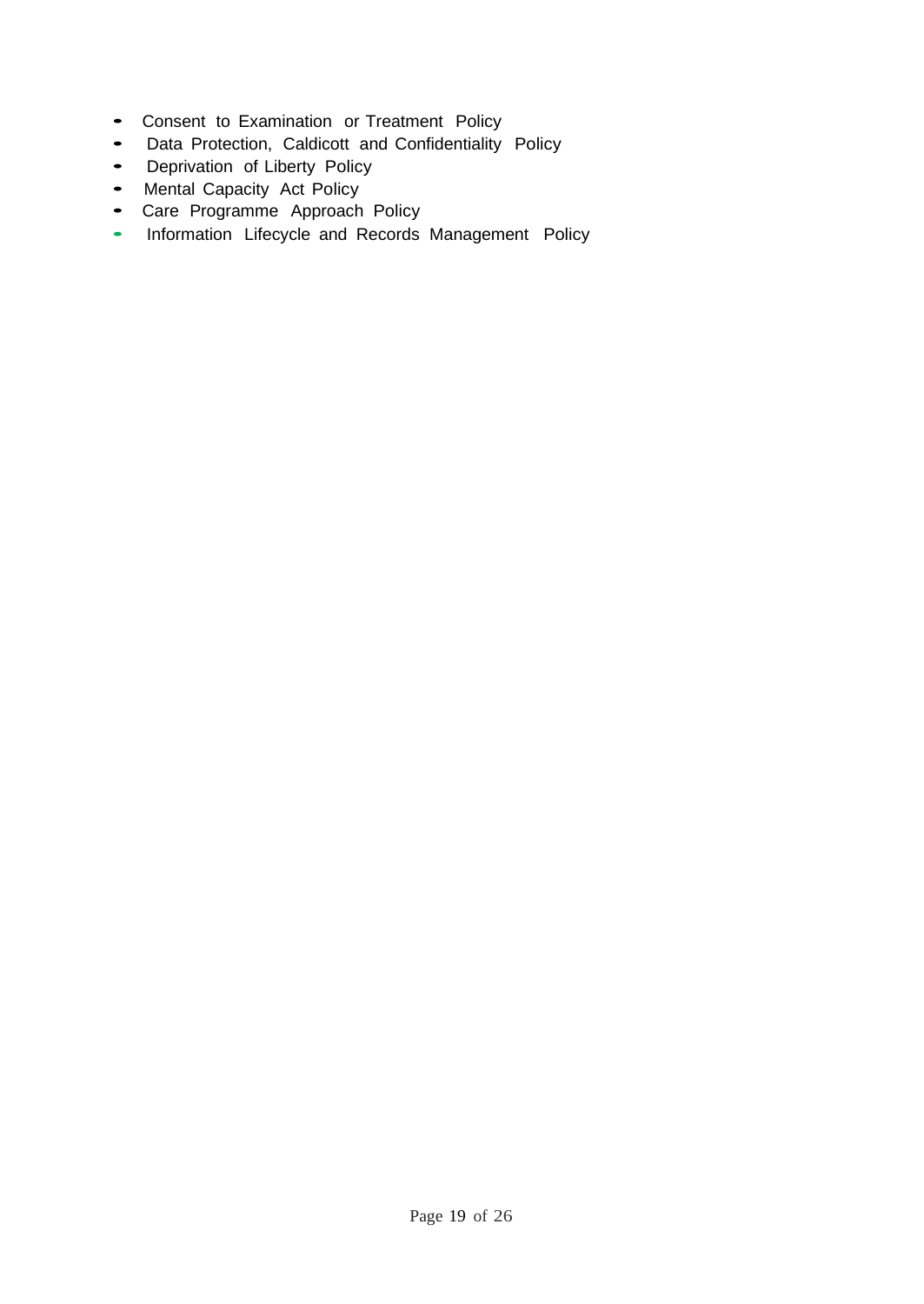- Consent to Examination or Treatment Policy
- Data Protection, Caldicott and Confidentiality Policy
- Deprivation of Liberty Policy
- Mental Capacity Act Policy
- Care Programme Approach Policy
- Information Lifecycle and Records Management Policy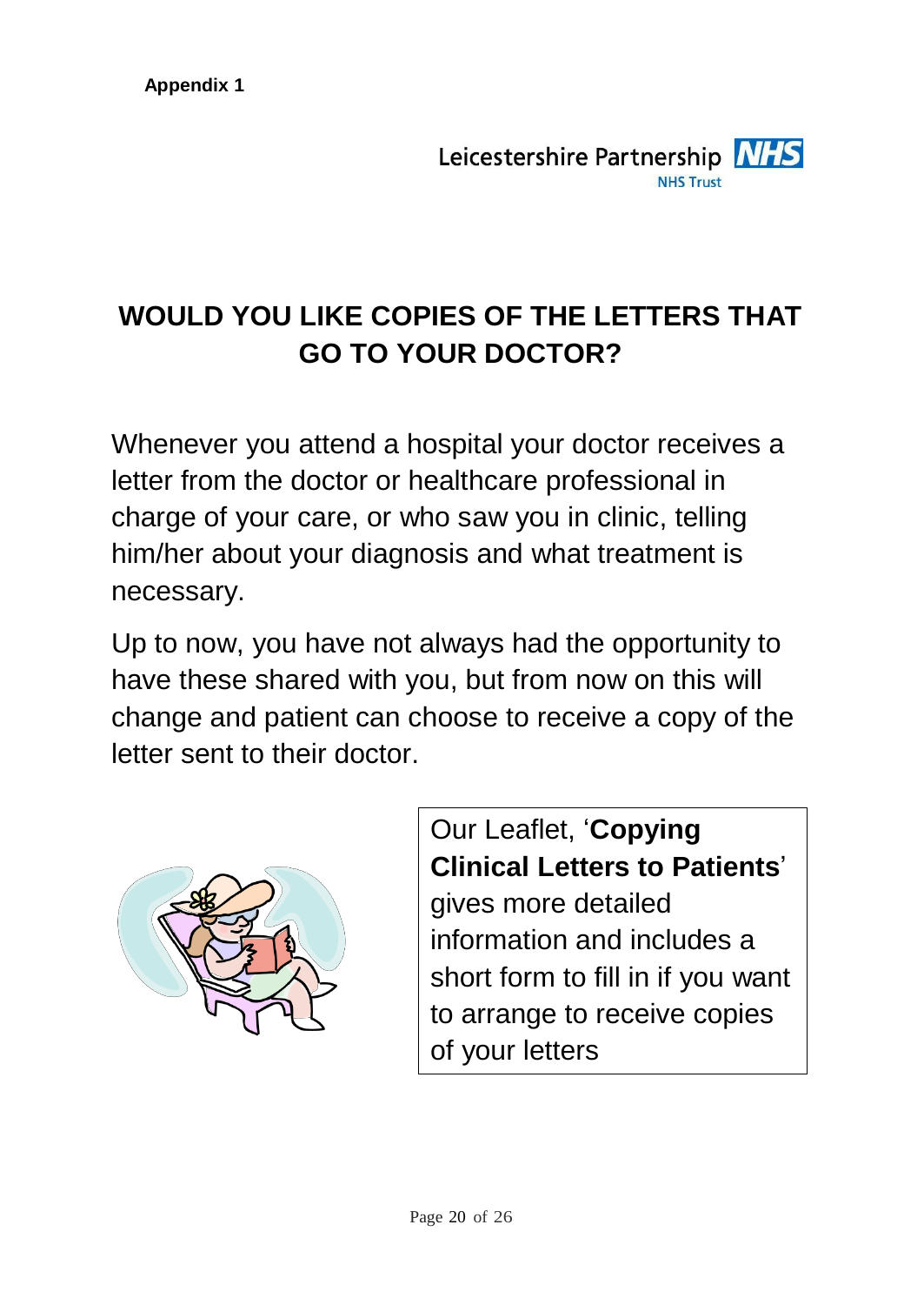**Appendix 1**

Leicestershire Partnership NHS Trust

# WOULD YOU LIKE COPIES OF THE LETTERS THAT GO TO YOUR DOCTOR?

Whenever you attend a hospital your doctor receives a letter from the doctor or healthcare professional in charge of your care, or who saw you in clinic, telling him/her about your diagnosis and what treatment is necessary.

Up to now, you have not always had the opportunity to have these shared with you, but from now on this will change and patient can choose to receive a copy of the letter sent to their doctor.

Our Leaflet, '**Copying Clinical Letters to Patients**' gives more detailed information and includes a short form to fill in if you want to arrange to receive copies of your letters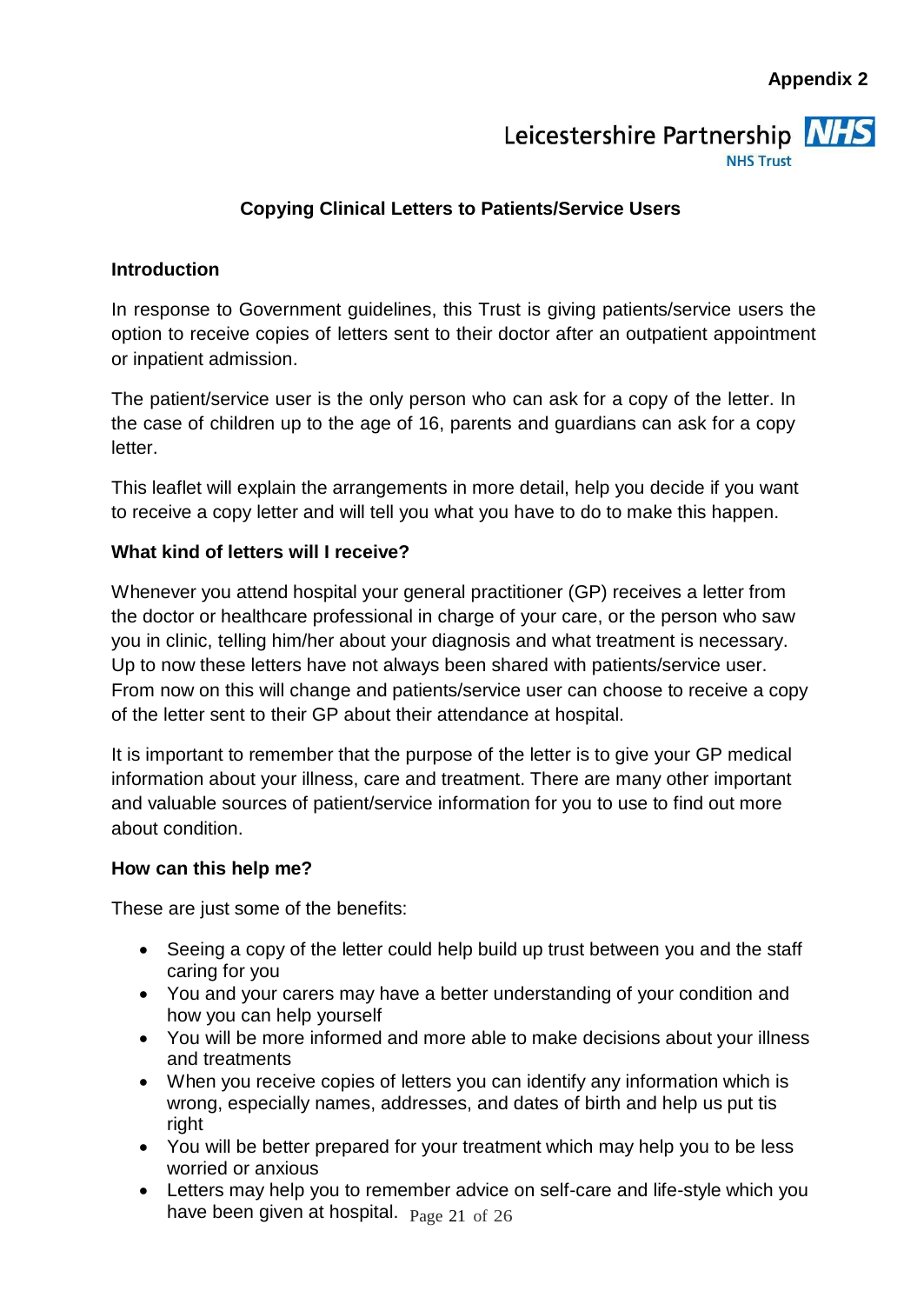**Appendix 2**

Leicestershire Partnership NHS Trust

## Copying Clinical Letters to Patients/Service Users

### Introduction

In response to Government guidelines, this Trust is giving patients/service users the option to receive copies of letters sent to their doctor after an outpatient appointment or inpatient admission.

The patient/service user is the only person who can ask for a copy of the letter. In the case of children up to the age of 16, parents and guardians can ask for a copy letter.

This leaflet will explain the arrangements in more detail, help you decide if you want to receive a copy letter and will tell you what you have to do to make this happen.

### What kind of letters will I receive?

Whenever you attend hospital your general practitioner (GP) receives a letter from the doctor or healthcare professional in charge of your care, or the person who saw you in clinic, telling him/her about your diagnosis and what treatment is necessary. Up to now these letters have not always been shared with patients/service user. From now on this will change and patients/service user can choose to receive a copy of the letter sent to their GP about their attendance at hospital.

It is important to remember that the purpose of the letter is to give your GP medical information about your illness, care and treatment. There are many other important and valuable sources of patient/service information for you to use to find out more about condition.

### How can this help me?

These are just some of the benefits:

- Seeing a copy of the letter could help build up trust between you and the staff caring for you
- You and your carers may have a better understanding of your condition and how you can help yourself
- You will be more informed and more able to make decisions about your illness and treatments
- When you receive copies of letters you can identify any information which is wrong, especially names, addresses, and dates of birth and help us put tis right
- You will be better prepared for your treatment which may help you to be less worried or anxious
- Letters may help you to remember advice on self-care and life-style which you have been given at hospital.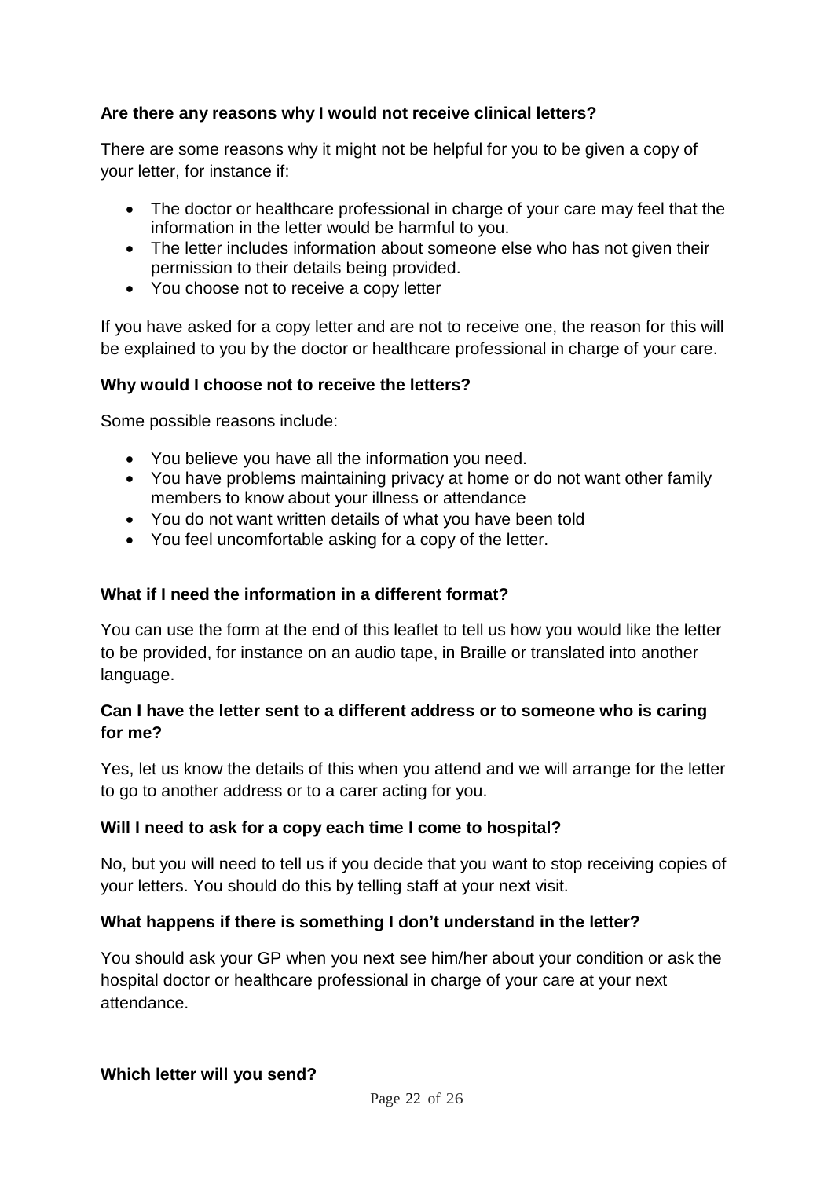**Are there any reasons why I would not receive clinical letters?**

There are some reasons why it might not be helpful for you to be given a copy of your letter, for instance if:

- The doctor or healthcare professional in charge of your care may feel that the information in the letter would be harmful to you.
- The letter includes information about someone else who has not given their permission to their details being provided.
- You choose not to receive a copy letter

If you have asked for a copy letter and are not to receive one, the reason for this will be explained to you by the doctor or healthcare professional in charge of your care.

**Why would I choose not to receive the letters?**

Some possible reasons include:

- You believe you have all the information you need.
- You have problems maintaining privacy at home or do not want other family members to know about your illness or attendance
- You do not want written details of what you have been told
- You feel uncomfortable asking for a copy of the letter.

**What if I need the information in a different format?**

You can use the form at the end of this leaflet to tell us how you would like the letter to be provided, for instance on an audio tape, in Braille or translated into another language.

**Can I have the letter sent to a different address or to someone who is caring for me?**

Yes, let us know the details of this when you attend and we will arrange for the letter to go to another address or to a carer acting for you.

**Will I need to ask for a copy each time I come to hospital?**

No, but you will need to tell us if you decide that you want to stop receiving copies of your letters. You should do this by telling staff at your next visit.

**What happens if there is something I don't understand in the letter?**

You should ask your GP when you next see him/her about your condition or ask the hospital doctor or healthcare professional in charge of your care at your next attendance.

**Which letter will you send?**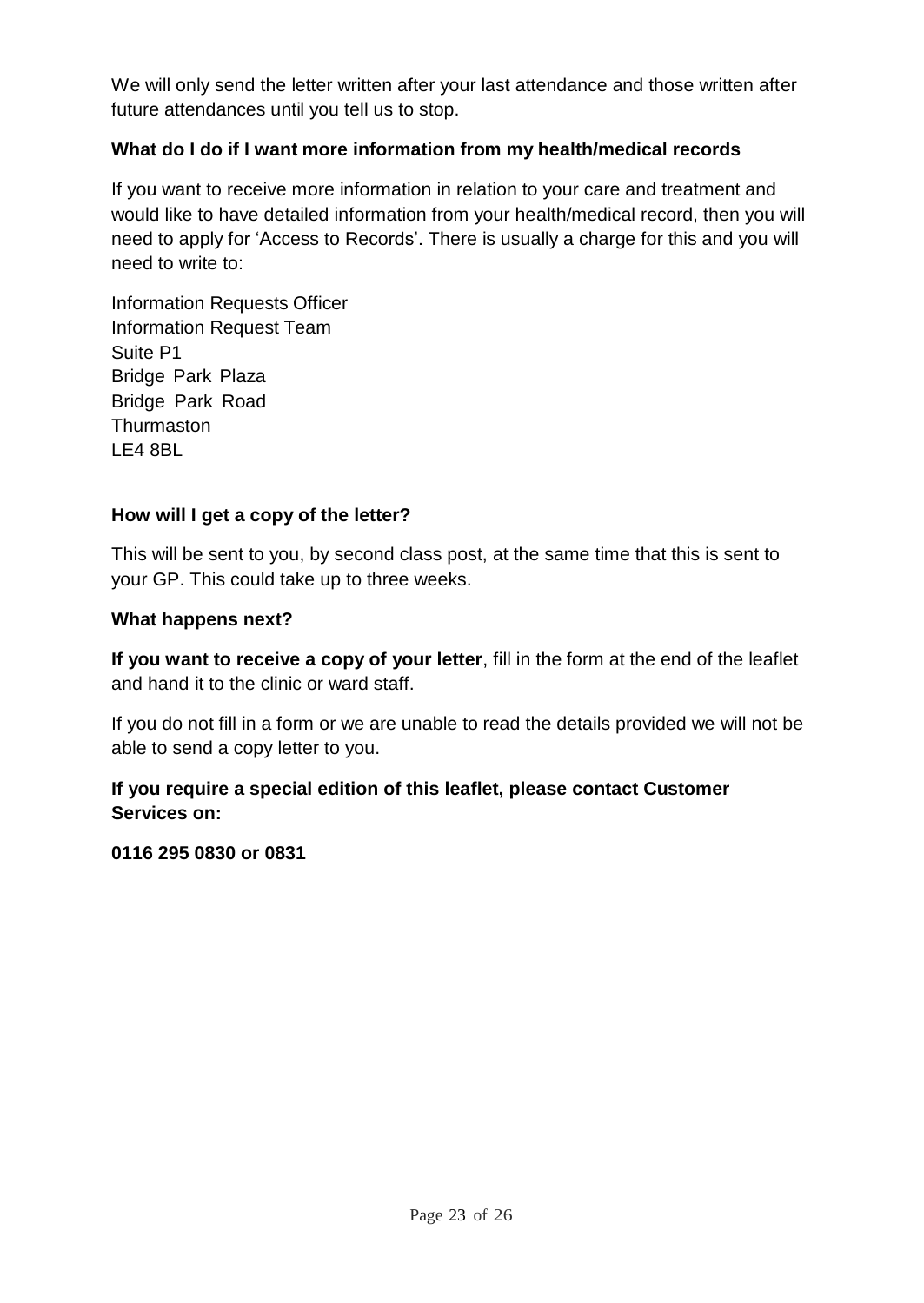We will only send the letter written after your last attendance and those written after future attendances until you tell us to stop.

### What do I do if I want more information from my health/medical records

If you want to receive more information in relation to your care and treatment and would like to have detailed information from your health/medical record, then you will need to apply for 'Access to Records'. There is usually a charge for this and you will need to write to:

Information Requests Officer
Information Request Team
Suite P1
Bridge Park Plaza
Bridge Park Road
Thurmaston
LE4 8BL

### How will I get a copy of the letter?

This will be sent to you, by second class post, at the same time that this is sent to your GP. This could take up to three weeks.

### What happens next?

**If you want to receive a copy of your letter**, fill in the form at the end of the leaflet and hand it to the clinic or ward staff.

If you do not fill in a form or we are unable to read the details provided we will not be able to send a copy letter to you.

**If you require a special edition of this leaflet, please contact Customer Services on:**

**0116 295 0830 or 0831**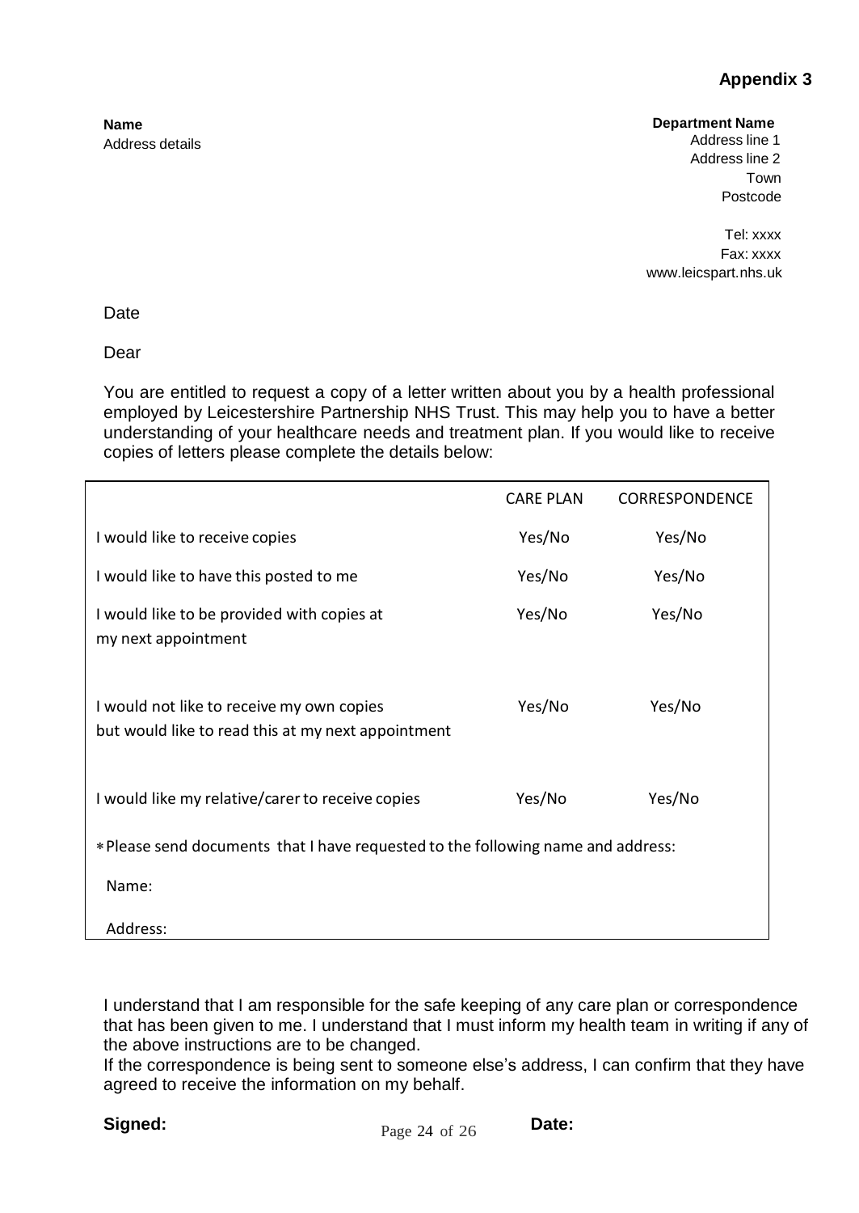**Appendix 3**

**Name**
Address details

**Department Name**
Address line 1
Address line 2
Town
Postcode

Tel: xxxx
Fax: xxxx
www.leicspart.nhs.uk

Date

Dear

You are entitled to request a copy of a letter written about you by a health professional employed by Leicestershire Partnership NHS Trust. This may help you to have a better understanding of your healthcare needs and treatment plan. If you would like to receive copies of letters please complete the details below:

| | CARE PLAN | CORRESPONDENCE |
|---|---|---|
| I would like to receive copies | Yes/No | Yes/No |
| I would like to have this posted to me | Yes/No | Yes/No |
| I would like to be provided with copies at my next appointment | Yes/No | Yes/No |
| I would not like to receive my own copies but would like to read this at my next appointment | Yes/No | Yes/No |
| I would like my relative/carer to receive copies | Yes/No | Yes/No |
| * Please send documents that I have requested to the following name and address: | | |
| Name: | | |
| Address: | | |

I understand that I am responsible for the safe keeping of any care plan or correspondence that has been given to me. I understand that I must inform my health team in writing if any of the above instructions are to be changed.
If the correspondence is being sent to someone else's address, I can confirm that they have agreed to receive the information on my behalf.

**Signed:** **Date:**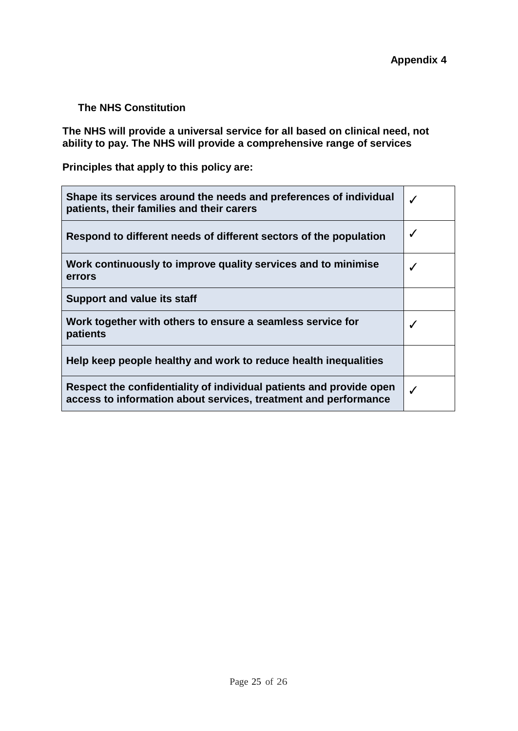**Appendix 4**

**The NHS Constitution**

**The NHS will provide a universal service for all based on clinical need, not ability to pay. The NHS will provide a comprehensive range of services**

**Principles that apply to this policy are:**

| | |
|---|---|
| **Shape its services around the needs and preferences of individual patients, their families and their carers** | ✓ |
| **Respond to different needs of different sectors of the population** | ✓ |
| **Work continuously to improve quality services and to minimise errors** | ✓ |
| **Support and value its staff** | |
| **Work together with others to ensure a seamless service for patients** | ✓ |
| **Help keep people healthy and work to reduce health inequalities** | |
| **Respect the confidentiality of individual patients and provide open access to information about services, treatment and performance** | ✓ |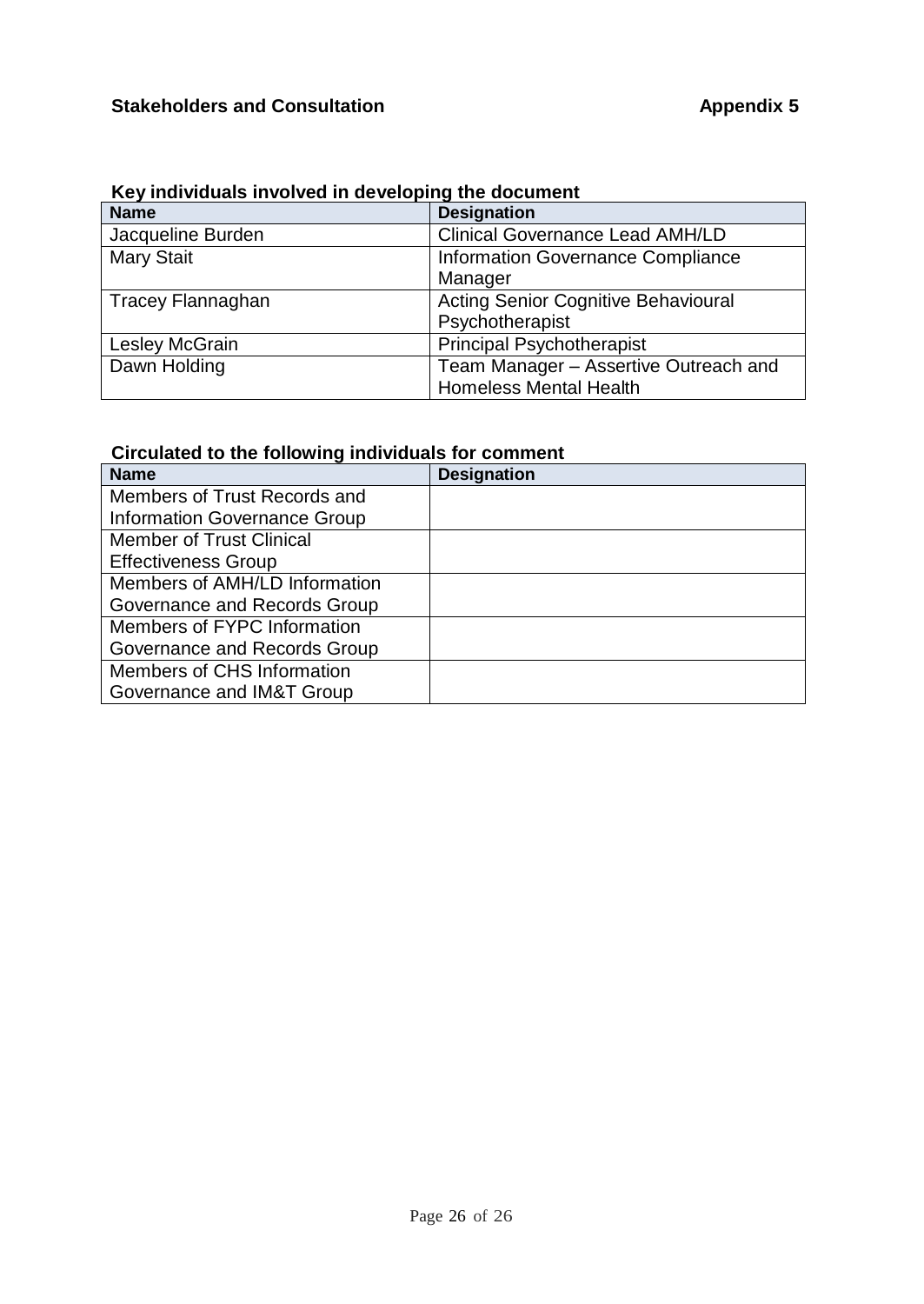## Stakeholders and Consultation **Appendix 5**

**Key individuals involved in developing the document**

| Name | Designation |
|---|---|
| Jacqueline Burden | Clinical Governance Lead AMH/LD |
| Mary Stait | Information Governance Compliance Manager |
| Tracey Flannaghan | Acting Senior Cognitive Behavioural Psychotherapist |
| Lesley McGrain | Principal Psychotherapist |
| Dawn Holding | Team Manager – Assertive Outreach and Homeless Mental Health |

**Circulated to the following individuals for comment**

| Name | Designation |
|---|---|
| Members of Trust Records and Information Governance Group | |
| Member of Trust Clinical Effectiveness Group | |
| Members of AMH/LD Information Governance and Records Group | |
| Members of FYPC Information Governance and Records Group | |
| Members of CHS Information Governance and IM&T Group | |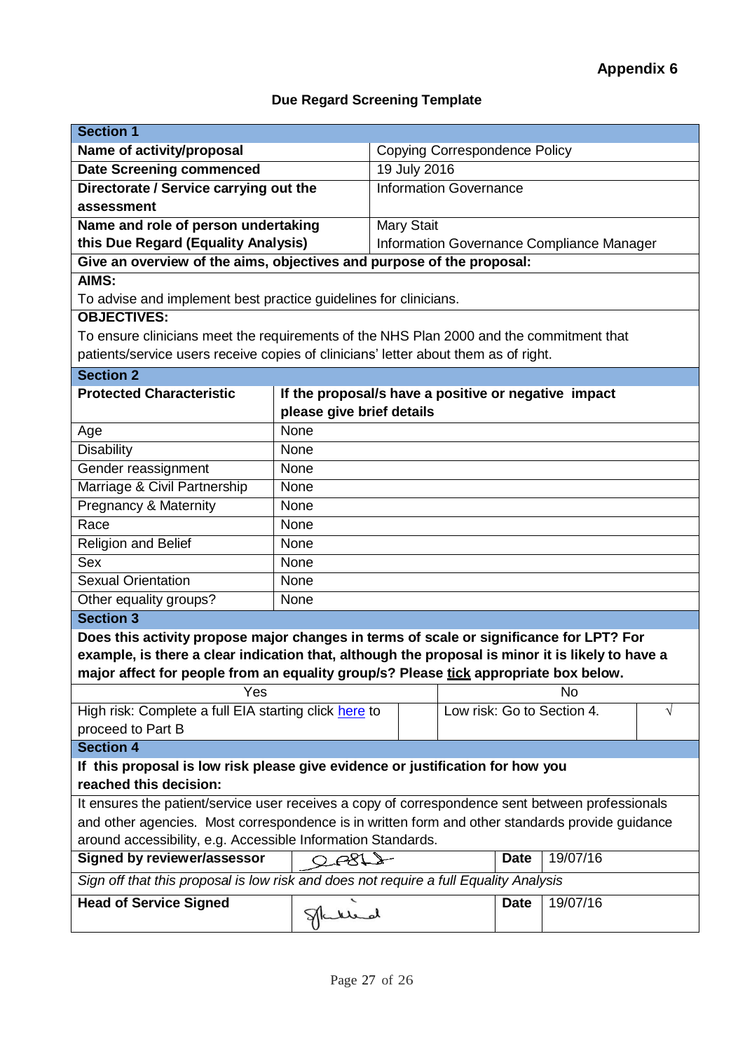**Appendix 6**

## Due Regard Screening Template

| **Section 1** | |
|---|---|
| **Name of activity/proposal** | Copying Correspondence Policy |
| **Date Screening commenced** | 19 July 2016 |
| **Directorate / Service carrying out the assessment** | Information Governance |
| **Name and role of person undertaking this Due Regard (Equality Analysis)** | Mary Stait<br>Information Governance Compliance Manager |
| **Give an overview of the aims, objectives and purpose of the proposal:** | |
| **AIMS:**<br>To advise and implement best practice guidelines for clinicians. | |
| **OBJECTIVES:**<br>To ensure clinicians meet the requirements of the NHS Plan 2000 and the commitment that patients/service users receive copies of clinicians' letter about them as of right. | |

| **Section 2** | |
|---|---|
| **Protected Characteristic** | **If the proposal/s have a positive or negative impact please give brief details** |
| Age | None |
| Disability | None |
| Gender reassignment | None |
| Marriage & Civil Partnership | None |
| Pregnancy & Maternity | None |
| Race | None |
| Religion and Belief | None |
| Sex | None |
| Sexual Orientation | None |
| Other equality groups? | None |

| **Section 3** | | | |
|---|---|---|---|
| **Does this activity propose major changes in terms of scale or significance for LPT? For example, is there a clear indication that, although the proposal is minor it is likely to have a major affect for people from an equality group/s? Please tick appropriate box below.** | | | |
| Yes | | No | |
| High risk: Complete a full EIA starting click here to proceed to Part B | | Low risk: Go to Section 4. | √ |

| **Section 4** | | | |
|---|---|---|---|
| **If this proposal is low risk please give evidence or justification for how you reached this decision:** | | | |
| It ensures the patient/service user receives a copy of correspondence sent between professionals and other agencies. Most correspondence is in written form and other standards provide guidance around accessibility, e.g. Accessible Information Standards. | | | |
| **Signed by reviewer/assessor** | [signature] | **Date** | 19/07/16 |
| *Sign off that this proposal is low risk and does not require a full Equality Analysis* | | | |
| **Head of Service Signed** | [signature] | **Date** | 19/07/16 |